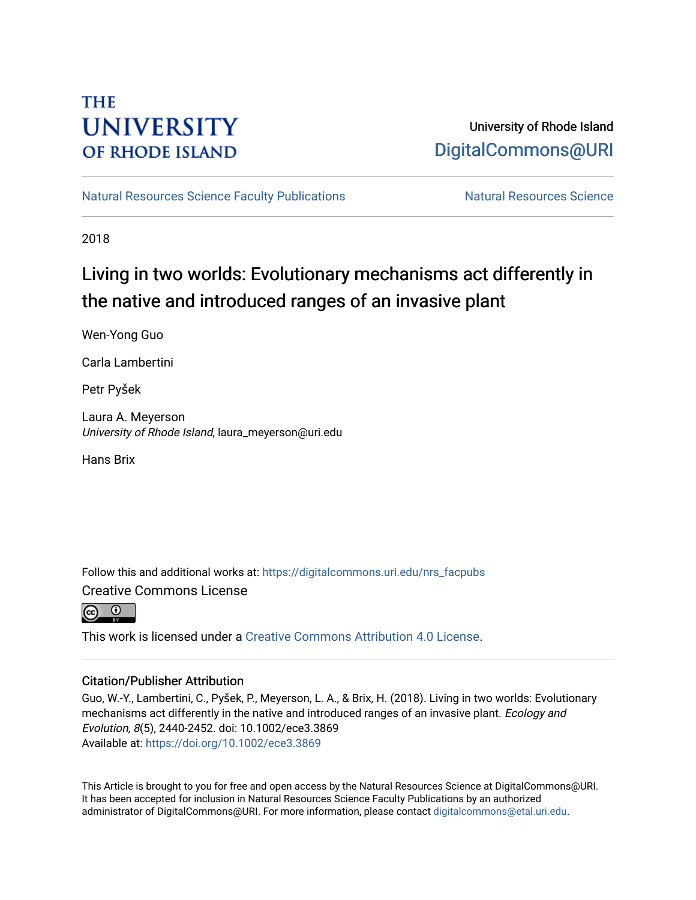THE UNIVERSITY OF RHODE ISLAND

University of Rhode Island
DigitalCommons@URI

Natural Resources Science Faculty Publications | Natural Resources Science

2018

# Living in two worlds: Evolutionary mechanisms act differently in the native and introduced ranges of an invasive plant

Wen-Yong Guo

Carla Lambertini

Petr Pyšek

Laura A. Meyerson
*University of Rhode Island*, laura_meyerson@uri.edu

Hans Brix

Follow this and additional works at: https://digitalcommons.uri.edu/nrs_facpubs

Creative Commons License

This work is licensed under a Creative Commons Attribution 4.0 License.

## Citation/Publisher Attribution

Guo, W.-Y., Lambertini, C., Pyšek, P., Meyerson, L. A., & Brix, H. (2018). Living in two worlds: Evolutionary mechanisms act differently in the native and introduced ranges of an invasive plant. *Ecology and Evolution, 8*(5), 2440-2452. doi: 10.1002/ece3.3869
Available at: https://doi.org/10.1002/ece3.3869

This Article is brought to you for free and open access by the Natural Resources Science at DigitalCommons@URI. It has been accepted for inclusion in Natural Resources Science Faculty Publications by an authorized administrator of DigitalCommons@URI. For more information, please contact digitalcommons@etal.uri.edu.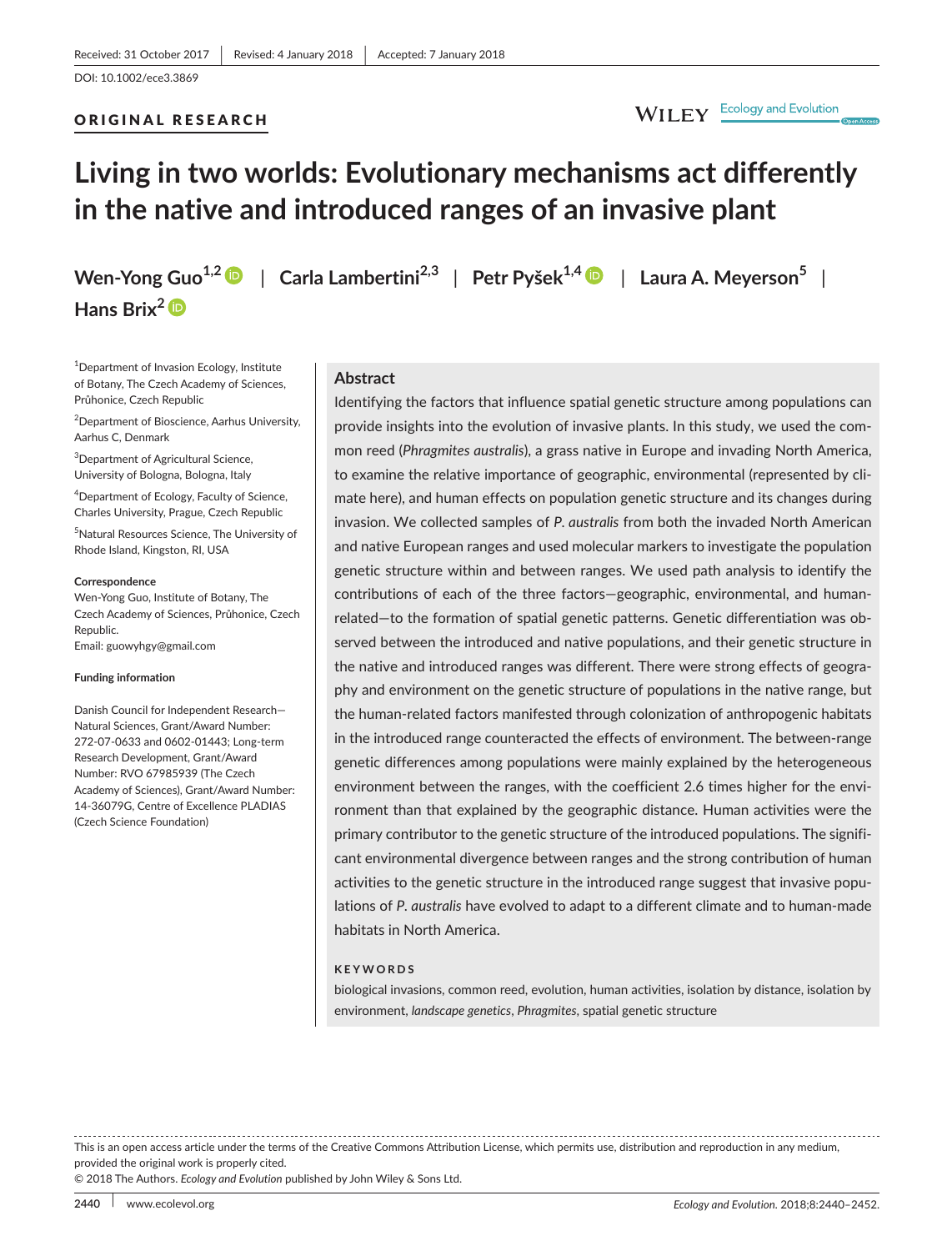ORIGINAL RESEARCH

# Living in two worlds: Evolutionary mechanisms act differently in the native and introduced ranges of an invasive plant

**Wen-Yong Guo**[1,2] | **Carla Lambertini**[2,3] | **Petr Pyšek**[1,4] | **Laura A. Meyerson**[5] | **Hans Brix**[2]

[1]Department of Invasion Ecology, Institute of Botany, The Czech Academy of Sciences, Průhonice, Czech Republic

[2]Department of Bioscience, Aarhus University, Aarhus C, Denmark

[3]Department of Agricultural Science, University of Bologna, Bologna, Italy

[4]Department of Ecology, Faculty of Science, Charles University, Prague, Czech Republic

[5]Natural Resources Science, The University of Rhode Island, Kingston, RI, USA

**Correspondence**
Wen-Yong Guo, Institute of Botany, The Czech Academy of Sciences, Průhonice, Czech Republic.
Email: guowyhgy@gmail.com

**Funding information**

Danish Council for Independent Research—Natural Sciences, Grant/Award Number: 272-07-0633 and 0602-01443; Long-term Research Development, Grant/Award Number: RVO 67985939 (The Czech Academy of Sciences), Grant/Award Number: 14-36079G, Centre of Excellence PLADIAS (Czech Science Foundation)

## Abstract

Identifying the factors that influence spatial genetic structure among populations can provide insights into the evolution of invasive plants. In this study, we used the common reed (*Phragmites australis*), a grass native in Europe and invading North America, to examine the relative importance of geographic, environmental (represented by climate here), and human effects on population genetic structure and its changes during invasion. We collected samples of *P. australis* from both the invaded North American and native European ranges and used molecular markers to investigate the population genetic structure within and between ranges. We used path analysis to identify the contributions of each of the three factors—geographic, environmental, and human-related—to the formation of spatial genetic patterns. Genetic differentiation was observed between the introduced and native populations, and their genetic structure in the native and introduced ranges was different. There were strong effects of geography and environment on the genetic structure of populations in the native range, but the human-related factors manifested through colonization of anthropogenic habitats in the introduced range counteracted the effects of environment. The between-range genetic differences among populations were mainly explained by the heterogeneous environment between the ranges, with the coefficient 2.6 times higher for the environment than that explained by the geographic distance. Human activities were the primary contributor to the genetic structure of the introduced populations. The significant environmental divergence between ranges and the strong contribution of human activities to the genetic structure in the introduced range suggest that invasive populations of *P. australis* have evolved to adapt to a different climate and to human-made habitats in North America.

**KEYWORDS**

biological invasions, common reed, evolution, human activities, isolation by distance, isolation by environment, *landscape genetics*, *Phragmites*, spatial genetic structure

This is an open access article under the terms of the Creative Commons Attribution License, which permits use, distribution and reproduction in any medium, provided the original work is properly cited.
© 2018 The Authors. *Ecology and Evolution* published by John Wiley & Sons Ltd.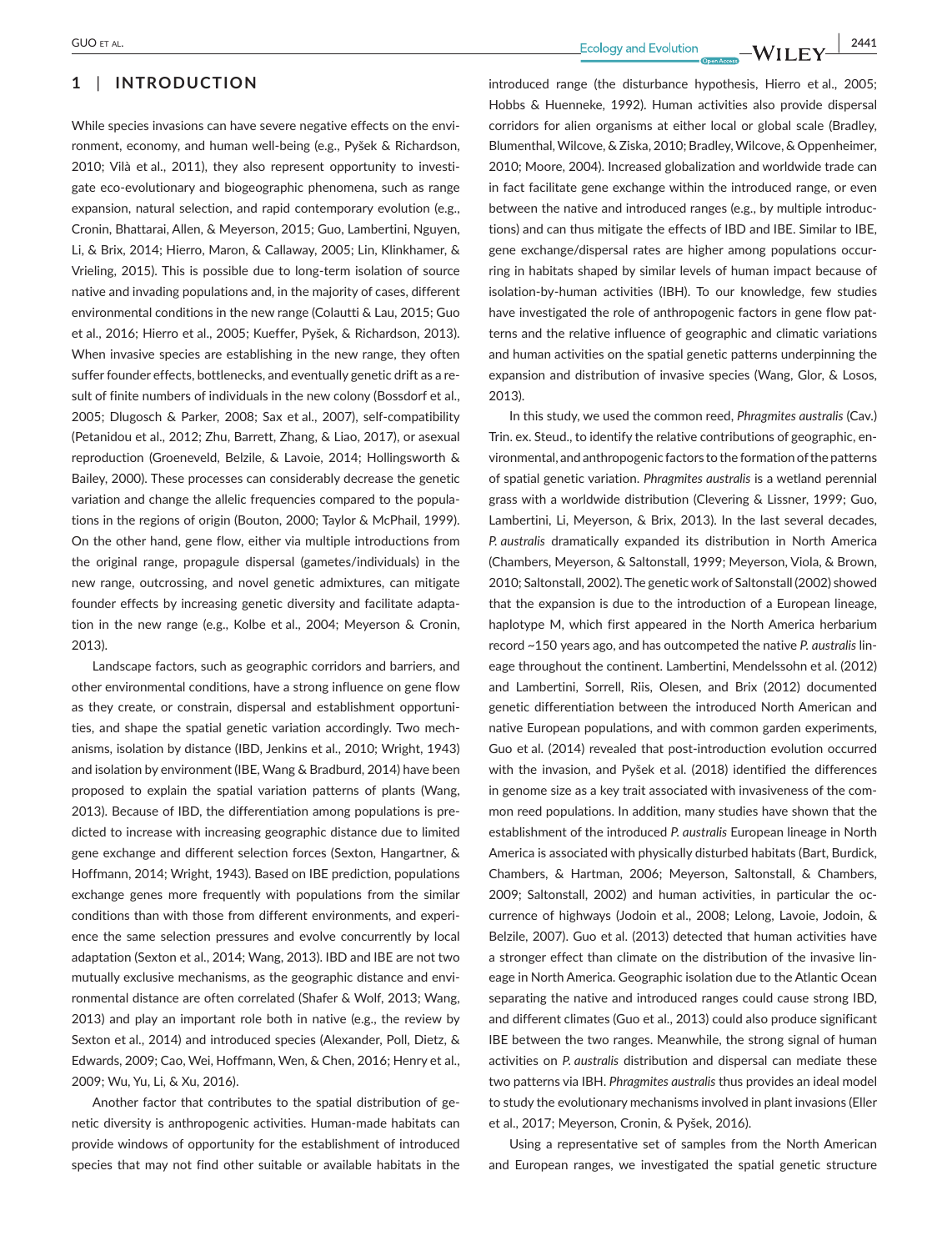## 1 | INTRODUCTION

While species invasions can have severe negative effects on the environment, economy, and human well-being (e.g., Pyšek & Richardson, 2010; Vilà et al., 2011), they also represent opportunity to investigate eco-evolutionary and biogeographic phenomena, such as range expansion, natural selection, and rapid contemporary evolution (e.g., Cronin, Bhattarai, Allen, & Meyerson, 2015; Guo, Lambertini, Nguyen, Li, & Brix, 2014; Hierro, Maron, & Callaway, 2005; Lin, Klinkhamer, & Vrieling, 2015). This is possible due to long-term isolation of source native and invading populations and, in the majority of cases, different environmental conditions in the new range (Colautti & Lau, 2015; Guo et al., 2016; Hierro et al., 2005; Kueffer, Pyšek, & Richardson, 2013). When invasive species are establishing in the new range, they often suffer founder effects, bottlenecks, and eventually genetic drift as a result of finite numbers of individuals in the new colony (Bossdorf et al., 2005; Dlugosch & Parker, 2008; Sax et al., 2007), self-compatibility (Petanidou et al., 2012; Zhu, Barrett, Zhang, & Liao, 2017), or asexual reproduction (Groeneveld, Belzile, & Lavoie, 2014; Hollingsworth & Bailey, 2000). These processes can considerably decrease the genetic variation and change the allelic frequencies compared to the populations in the regions of origin (Bouton, 2000; Taylor & McPhail, 1999). On the other hand, gene flow, either via multiple introductions from the original range, propagule dispersal (gametes/individuals) in the new range, outcrossing, and novel genetic admixtures, can mitigate founder effects by increasing genetic diversity and facilitate adaptation in the new range (e.g., Kolbe et al., 2004; Meyerson & Cronin, 2013).

Landscape factors, such as geographic corridors and barriers, and other environmental conditions, have a strong influence on gene flow as they create, or constrain, dispersal and establishment opportunities, and shape the spatial genetic variation accordingly. Two mechanisms, isolation by distance (IBD, Jenkins et al., 2010; Wright, 1943) and isolation by environment (IBE, Wang & Bradburd, 2014) have been proposed to explain the spatial variation patterns of plants (Wang, 2013). Because of IBD, the differentiation among populations is predicted to increase with increasing geographic distance due to limited gene exchange and different selection forces (Sexton, Hangartner, & Hoffmann, 2014; Wright, 1943). Based on IBE prediction, populations exchange genes more frequently with populations from the similar conditions than with those from different environments, and experience the same selection pressures and evolve concurrently by local adaptation (Sexton et al., 2014; Wang, 2013). IBD and IBE are not two mutually exclusive mechanisms, as the geographic distance and environmental distance are often correlated (Shafer & Wolf, 2013; Wang, 2013) and play an important role both in native (e.g., the review by Sexton et al., 2014) and introduced species (Alexander, Poll, Dietz, & Edwards, 2009; Cao, Wei, Hoffmann, Wen, & Chen, 2016; Henry et al., 2009; Wu, Yu, Li, & Xu, 2016).

Another factor that contributes to the spatial distribution of genetic diversity is anthropogenic activities. Human-made habitats can provide windows of opportunity for the establishment of introduced species that may not find other suitable or available habitats in the introduced range (the disturbance hypothesis, Hierro et al., 2005; Hobbs & Huenneke, 1992). Human activities also provide dispersal corridors for alien organisms at either local or global scale (Bradley, Blumenthal, Wilcove, & Ziska, 2010; Bradley, Wilcove, & Oppenheimer, 2010; Moore, 2004). Increased globalization and worldwide trade can in fact facilitate gene exchange within the introduced range, or even between the native and introduced ranges (e.g., by multiple introductions) and can thus mitigate the effects of IBD and IBE. Similar to IBE, gene exchange/dispersal rates are higher among populations occurring in habitats shaped by similar levels of human impact because of isolation-by-human activities (IBH). To our knowledge, few studies have investigated the role of anthropogenic factors in gene flow patterns and the relative influence of geographic and climatic variations and human activities on the spatial genetic patterns underpinning the expansion and distribution of invasive species (Wang, Glor, & Losos, 2013).

In this study, we used the common reed, *Phragmites australis* (Cav.) Trin. ex. Steud., to identify the relative contributions of geographic, environmental, and anthropogenic factors to the formation of the patterns of spatial genetic variation. *Phragmites australis* is a wetland perennial grass with a worldwide distribution (Clevering & Lissner, 1999; Guo, Lambertini, Li, Meyerson, & Brix, 2013). In the last several decades, *P. australis* dramatically expanded its distribution in North America (Chambers, Meyerson, & Saltonstall, 1999; Meyerson, Viola, & Brown, 2010; Saltonstall, 2002). The genetic work of Saltonstall (2002) showed that the expansion is due to the introduction of a European lineage, haplotype M, which first appeared in the North America herbarium record ~150 years ago, and has outcompeted the native *P. australis* lineage throughout the continent. Lambertini, Mendelssohn et al. (2012) and Lambertini, Sorrell, Riis, Olesen, and Brix (2012) documented genetic differentiation between the introduced North American and native European populations, and with common garden experiments, Guo et al. (2014) revealed that post-introduction evolution occurred with the invasion, and Pyšek et al. (2018) identified the differences in genome size as a key trait associated with invasiveness of the common reed populations. In addition, many studies have shown that the establishment of the introduced *P. australis* European lineage in North America is associated with physically disturbed habitats (Bart, Burdick, Chambers, & Hartman, 2006; Meyerson, Saltonstall, & Chambers, 2009; Saltonstall, 2002) and human activities, in particular the occurrence of highways (Jodoin et al., 2008; Lelong, Lavoie, Jodoin, & Belzile, 2007). Guo et al. (2013) detected that human activities have a stronger effect than climate on the distribution of the invasive lineage in North America. Geographic isolation due to the Atlantic Ocean separating the native and introduced ranges could cause strong IBD, and different climates (Guo et al., 2013) could also produce significant IBE between the two ranges. Meanwhile, the strong signal of human activities on *P. australis* distribution and dispersal can mediate these two patterns via IBH. *Phragmites australis* thus provides an ideal model to study the evolutionary mechanisms involved in plant invasions (Eller et al., 2017; Meyerson, Cronin, & Pyšek, 2016).

Using a representative set of samples from the North American and European ranges, we investigated the spatial genetic structure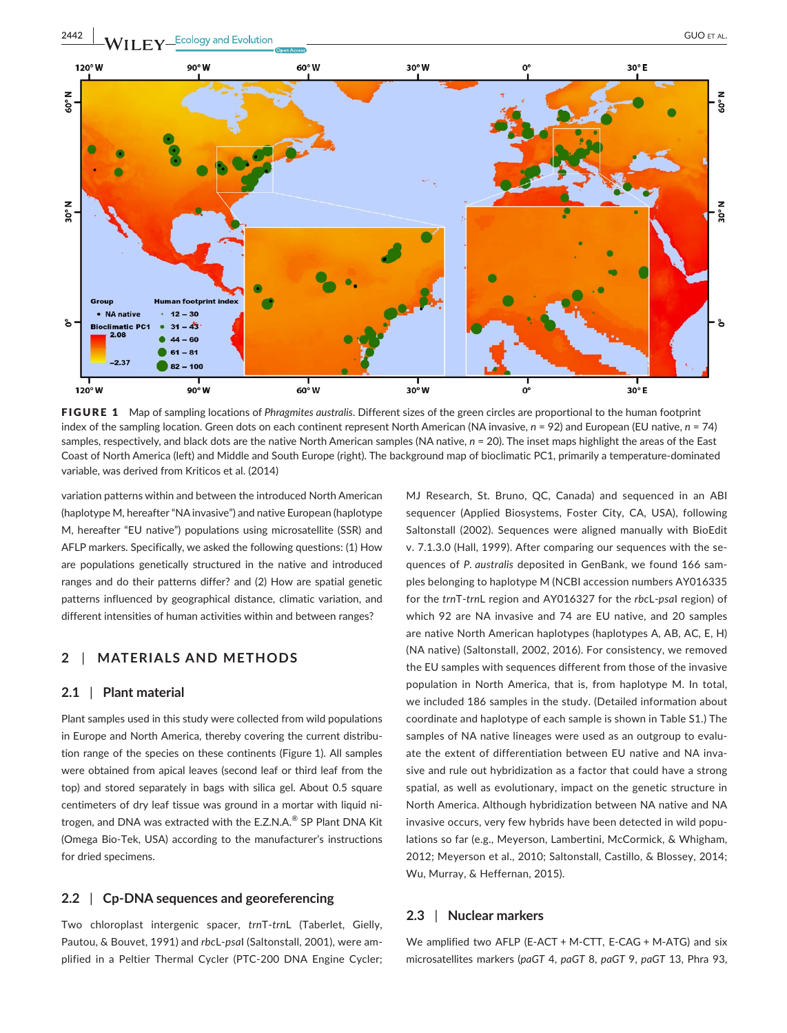**FIGURE 1** Map of sampling locations of *Phragmites australis*. Different sizes of the green circles are proportional to the human footprint index of the sampling location. Green dots on each continent represent North American (NA invasive, $n = 92$) and European (EU native, $n = 74$) samples, respectively, and black dots are the native North American samples (NA native, $n = 20$). The inset maps highlight the areas of the East Coast of North America (left) and Middle and South Europe (right). The background map of bioclimatic PC1, primarily a temperature-dominated variable, was derived from Kriticos et al. (2014)

variation patterns within and between the introduced North American (haplotype M, hereafter "NA invasive") and native European (haplotype M, hereafter "EU native") populations using microsatellite (SSR) and AFLP markers. Specifically, we asked the following questions: (1) How are populations genetically structured in the native and introduced ranges and do their patterns differ? and (2) How are spatial genetic patterns influenced by geographical distance, climatic variation, and different intensities of human activities within and between ranges?

## 2 | MATERIALS AND METHODS

### 2.1 | Plant material

Plant samples used in this study were collected from wild populations in Europe and North America, thereby covering the current distribution range of the species on these continents (Figure 1). All samples were obtained from apical leaves (second leaf or third leaf from the top) and stored separately in bags with silica gel. About 0.5 square centimeters of dry leaf tissue was ground in a mortar with liquid nitrogen, and DNA was extracted with the E.Z.N.A.® SP Plant DNA Kit (Omega Bio-Tek, USA) according to the manufacturer's instructions for dried specimens.

### 2.2 | Cp-DNA sequences and georeferencing

Two chloroplast intergenic spacer, *trn*T-*trn*L (Taberlet, Gielly, Pautou, & Bouvet, 1991) and *rbc*L-*psa*I (Saltonstall, 2001), were amplified in a Peltier Thermal Cycler (PTC-200 DNA Engine Cycler; MJ Research, St. Bruno, QC, Canada) and sequenced in an ABI sequencer (Applied Biosystems, Foster City, CA, USA), following Saltonstall (2002). Sequences were aligned manually with BioEdit v. 7.1.3.0 (Hall, 1999). After comparing our sequences with the sequences of *P. australis* deposited in GenBank, we found 166 samples belonging to haplotype M (NCBI accession numbers AY016335 for the *trn*T-*trn*L region and AY016327 for the *rbc*L-*psa*I region) of which 92 are NA invasive and 74 are EU native, and 20 samples are native North American haplotypes (haplotypes A, AB, AC, E, H) (NA native) (Saltonstall, 2002, 2016). For consistency, we removed the EU samples with sequences different from those of the invasive population in North America, that is, from haplotype M. In total, we included 186 samples in the study. (Detailed information about coordinate and haplotype of each sample is shown in Table S1.) The samples of NA native lineages were used as an outgroup to evaluate the extent of differentiation between EU native and NA invasive and rule out hybridization as a factor that could have a strong spatial, as well as evolutionary, impact on the genetic structure in North America. Although hybridization between NA native and NA invasive occurs, very few hybrids have been detected in wild populations so far (e.g., Meyerson, Lambertini, McCormick, & Whigham, 2012; Meyerson et al., 2010; Saltonstall, Castillo, & Blossey, 2014; Wu, Murray, & Heffernan, 2015).

### 2.3 | Nuclear markers

We amplified two AFLP (E-ACT + M-CTT, E-CAG + M-ATG) and six microsatellites markers (*paGT* 4, *paGT* 8, *paGT* 9, *paGT* 13, Phra 93,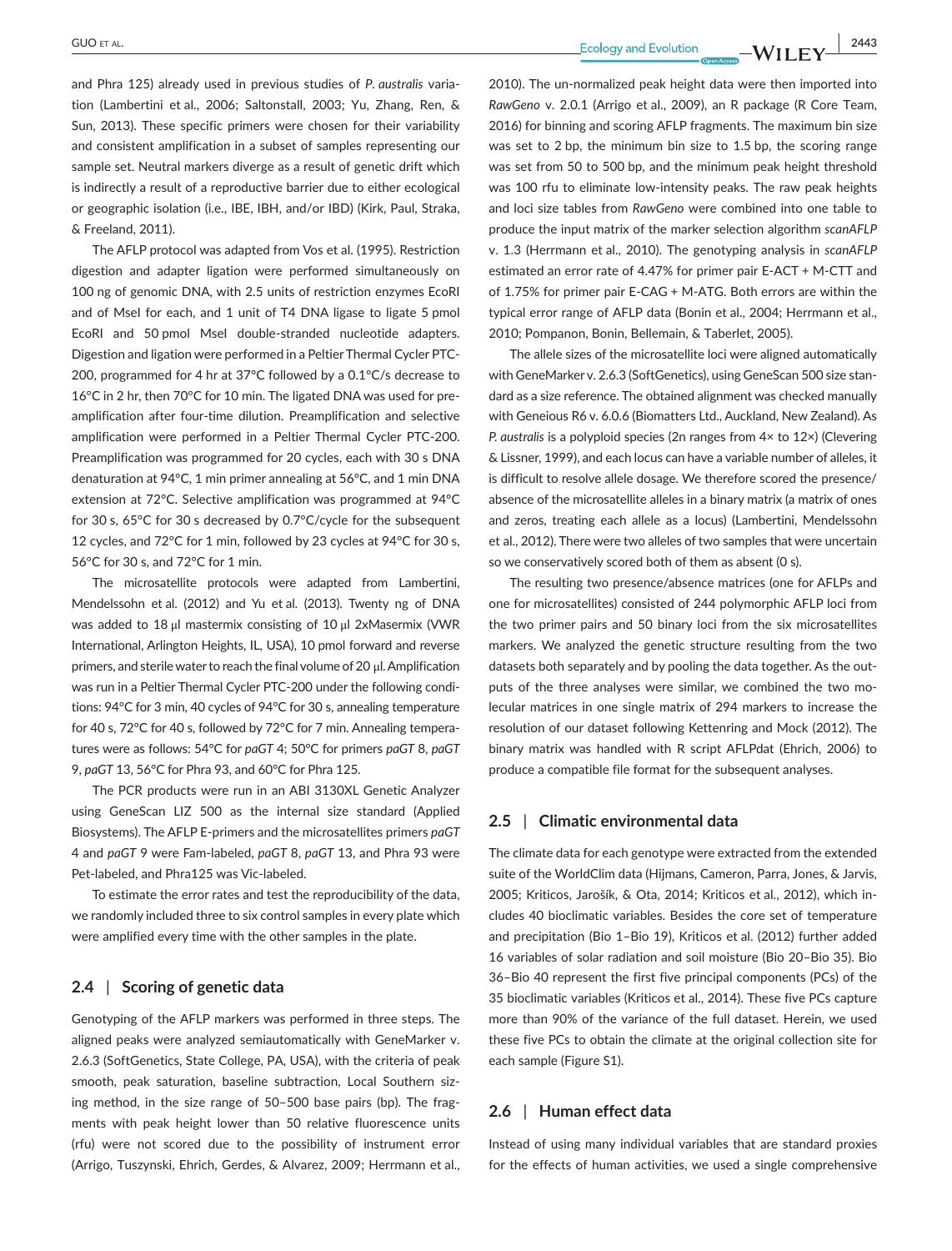and Phra 125) already used in previous studies of *P. australis* variation (Lambertini et al., 2006; Saltonstall, 2003; Yu, Zhang, Ren, & Sun, 2013). These specific primers were chosen for their variability and consistent amplification in a subset of samples representing our sample set. Neutral markers diverge as a result of genetic drift which is indirectly a result of a reproductive barrier due to either ecological or geographic isolation (i.e., IBE, IBH, and/or IBD) (Kirk, Paul, Straka, & Freeland, 2011).

The AFLP protocol was adapted from Vos et al. (1995). Restriction digestion and adapter ligation were performed simultaneously on 100 ng of genomic DNA, with 2.5 units of restriction enzymes EcoRI and of MseI for each, and 1 unit of T4 DNA ligase to ligate 5 pmol EcoRI and 50 pmol MseI double-stranded nucleotide adapters. Digestion and ligation were performed in a Peltier Thermal Cycler PTC-200, programmed for 4 hr at 37°C followed by a 0.1°C/s decrease to 16°C in 2 hr, then 70°C for 10 min. The ligated DNA was used for preamplification after four-time dilution. Preamplification and selective amplification were performed in a Peltier Thermal Cycler PTC-200. Preamplification was programmed for 20 cycles, each with 30 s DNA denaturation at 94°C, 1 min primer annealing at 56°C, and 1 min DNA extension at 72°C. Selective amplification was programmed at 94°C for 30 s, 65°C for 30 s decreased by 0.7°C/cycle for the subsequent 12 cycles, and 72°C for 1 min, followed by 23 cycles at 94°C for 30 s, 56°C for 30 s, and 72°C for 1 min.

The microsatellite protocols were adapted from Lambertini, Mendelssohn et al. (2012) and Yu et al. (2013). Twenty ng of DNA was added to 18 μl mastermix consisting of 10 μl 2xMasermix (VWR International, Arlington Heights, IL, USA), 10 pmol forward and reverse primers, and sterile water to reach the final volume of 20 μl. Amplification was run in a Peltier Thermal Cycler PTC-200 under the following conditions: 94°C for 3 min, 40 cycles of 94°C for 30 s, annealing temperature for 40 s, 72°C for 40 s, followed by 72°C for 7 min. Annealing temperatures were as follows: 54°C for *paGT* 4; 50°C for primers *paGT* 8, *paGT* 9, *paGT* 13, 56°C for Phra 93, and 60°C for Phra 125.

The PCR products were run in an ABI 3130XL Genetic Analyzer using GeneScan LIZ 500 as the internal size standard (Applied Biosystems). The AFLP E-primers and the microsatellites primers *paGT* 4 and *paGT* 9 were Fam-labeled, *paGT* 8, *paGT* 13, and Phra 93 were Pet-labeled, and Phra125 was Vic-labeled.

To estimate the error rates and test the reproducibility of the data, we randomly included three to six control samples in every plate which were amplified every time with the other samples in the plate.

## 2.4 | Scoring of genetic data

Genotyping of the AFLP markers was performed in three steps. The aligned peaks were analyzed semiautomatically with GeneMarker v. 2.6.3 (SoftGenetics, State College, PA, USA), with the criteria of peak smooth, peak saturation, baseline subtraction, Local Southern sizing method, in the size range of 50–500 base pairs (bp). The fragments with peak height lower than 50 relative fluorescence units (rfu) were not scored due to the possibility of instrument error (Arrigo, Tuszynski, Ehrich, Gerdes, & Alvarez, 2009; Herrmann et al., 2010). The un-normalized peak height data were then imported into *RawGeno* v. 2.0.1 (Arrigo et al., 2009), an R package (R Core Team, 2016) for binning and scoring AFLP fragments. The maximum bin size was set to 2 bp, the minimum bin size to 1.5 bp, the scoring range was set from 50 to 500 bp, and the minimum peak height threshold was 100 rfu to eliminate low-intensity peaks. The raw peak heights and loci size tables from *RawGeno* were combined into one table to produce the input matrix of the marker selection algorithm *scanAFLP* v. 1.3 (Herrmann et al., 2010). The genotyping analysis in *scanAFLP* estimated an error rate of 4.47% for primer pair E-ACT + M-CTT and of 1.75% for primer pair E-CAG + M-ATG. Both errors are within the typical error range of AFLP data (Bonin et al., 2004; Herrmann et al., 2010; Pompanon, Bonin, Bellemain, & Taberlet, 2005).

The allele sizes of the microsatellite loci were aligned automatically with GeneMarker v. 2.6.3 (SoftGenetics), using GeneScan 500 size standard as a size reference. The obtained alignment was checked manually with Geneious R6 v. 6.0.6 (Biomatters Ltd., Auckland, New Zealand). As *P. australis* is a polyploid species (2n ranges from 4× to 12×) (Clevering & Lissner, 1999), and each locus can have a variable number of alleles, it is difficult to resolve allele dosage. We therefore scored the presence/absence of the microsatellite alleles in a binary matrix (a matrix of ones and zeros, treating each allele as a locus) (Lambertini, Mendelssohn et al., 2012). There were two alleles of two samples that were uncertain so we conservatively scored both of them as absent (0 s).

The resulting two presence/absence matrices (one for AFLPs and one for microsatellites) consisted of 244 polymorphic AFLP loci from the two primer pairs and 50 binary loci from the six microsatellites markers. We analyzed the genetic structure resulting from the two datasets both separately and by pooling the data together. As the outputs of the three analyses were similar, we combined the two molecular matrices in one single matrix of 294 markers to increase the resolution of our dataset following Kettenring and Mock (2012). The binary matrix was handled with R script AFLPdat (Ehrich, 2006) to produce a compatible file format for the subsequent analyses.

## 2.5 | Climatic environmental data

The climate data for each genotype were extracted from the extended suite of the WorldClim data (Hijmans, Cameron, Parra, Jones, & Jarvis, 2005; Kriticos, Jarošík, & Ota, 2014; Kriticos et al., 2012), which includes 40 bioclimatic variables. Besides the core set of temperature and precipitation (Bio 1–Bio 19), Kriticos et al. (2012) further added 16 variables of solar radiation and soil moisture (Bio 20–Bio 35). Bio 36–Bio 40 represent the first five principal components (PCs) of the 35 bioclimatic variables (Kriticos et al., 2014). These five PCs capture more than 90% of the variance of the full dataset. Herein, we used these five PCs to obtain the climate at the original collection site for each sample (Figure S1).

## 2.6 | Human effect data

Instead of using many individual variables that are standard proxies for the effects of human activities, we used a single comprehensive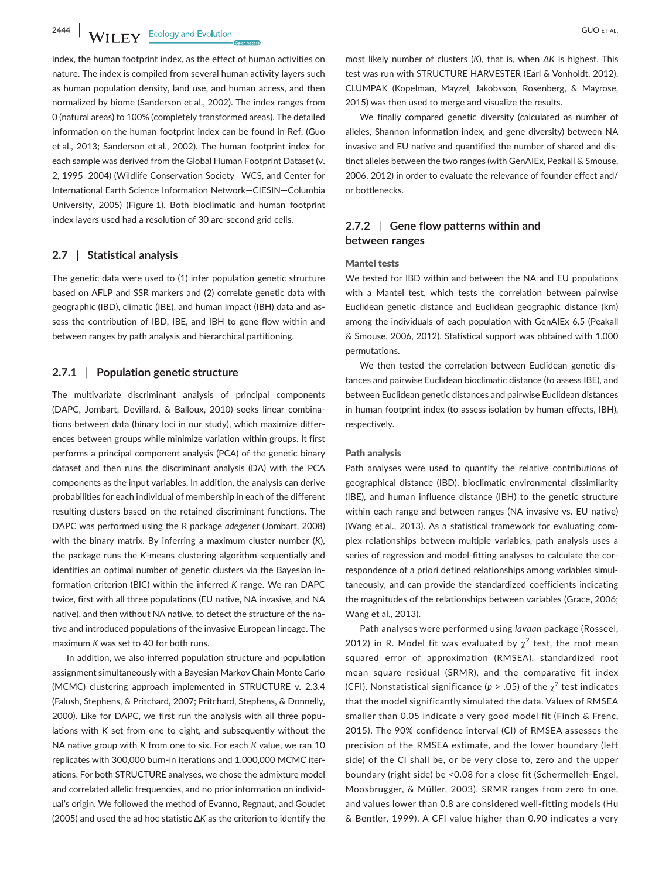index, the human footprint index, as the effect of human activities on nature. The index is compiled from several human activity layers such as human population density, land use, and human access, and then normalized by biome (Sanderson et al., 2002). The index ranges from 0 (natural areas) to 100% (completely transformed areas). The detailed information on the human footprint index can be found in Ref. (Guo et al., 2013; Sanderson et al., 2002). The human footprint index for each sample was derived from the Global Human Footprint Dataset (v. 2, 1995–2004) (Wildlife Conservation Society—WCS, and Center for International Earth Science Information Network—CIESIN—Columbia University, 2005) (Figure 1). Both bioclimatic and human footprint index layers used had a resolution of 30 arc-second grid cells.

## 2.7 | Statistical analysis

The genetic data were used to (1) infer population genetic structure based on AFLP and SSR markers and (2) correlate genetic data with geographic (IBD), climatic (IBE), and human impact (IBH) data and assess the contribution of IBD, IBE, and IBH to gene flow within and between ranges by path analysis and hierarchical partitioning.

### 2.7.1 | Population genetic structure

The multivariate discriminant analysis of principal components (DAPC, Jombart, Devillard, & Balloux, 2010) seeks linear combinations between data (binary loci in our study), which maximize differences between groups while minimize variation within groups. It first performs a principal component analysis (PCA) of the genetic binary dataset and then runs the discriminant analysis (DA) with the PCA components as the input variables. In addition, the analysis can derive probabilities for each individual of membership in each of the different resulting clusters based on the retained discriminant functions. The DAPC was performed using the R package *adegenet* (Jombart, 2008) with the binary matrix. By inferring a maximum cluster number (*K*), the package runs the *K*-means clustering algorithm sequentially and identifies an optimal number of genetic clusters via the Bayesian information criterion (BIC) within the inferred *K* range. We ran DAPC twice, first with all three populations (EU native, NA invasive, and NA native), and then without NA native, to detect the structure of the native and introduced populations of the invasive European lineage. The maximum *K* was set to 40 for both runs.

In addition, we also inferred population structure and population assignment simultaneously with a Bayesian Markov Chain Monte Carlo (MCMC) clustering approach implemented in STRUCTURE v. 2.3.4 (Falush, Stephens, & Pritchard, 2007; Pritchard, Stephens, & Donnelly, 2000). Like for DAPC, we first run the analysis with all three populations with *K* set from one to eight, and subsequently without the NA native group with *K* from one to six. For each *K* value, we ran 10 replicates with 300,000 burn-in iterations and 1,000,000 MCMC iterations. For both STRUCTURE analyses, we chose the admixture model and correlated allelic frequencies, and no prior information on individual's origin. We followed the method of Evanno, Regnaut, and Goudet (2005) and used the ad hoc statistic Δ*K* as the criterion to identify the most likely number of clusters (*K*), that is, when Δ*K* is highest. This test was run with STRUCTURE HARVESTER (Earl & Vonholdt, 2012). CLUMPAK (Kopelman, Mayzel, Jakobsson, Rosenberg, & Mayrose, 2015) was then used to merge and visualize the results.

We finally compared genetic diversity (calculated as number of alleles, Shannon information index, and gene diversity) between NA invasive and EU native and quantified the number of shared and distinct alleles between the two ranges (with GenAlEx, Peakall & Smouse, 2006, 2012) in order to evaluate the relevance of founder effect and/or bottlenecks.

### 2.7.2 | Gene flow patterns within and between ranges

#### Mantel tests

We tested for IBD within and between the NA and EU populations with a Mantel test, which tests the correlation between pairwise Euclidean genetic distance and Euclidean geographic distance (km) among the individuals of each population with GenAlEx 6.5 (Peakall & Smouse, 2006, 2012). Statistical support was obtained with 1,000 permutations.

We then tested the correlation between Euclidean genetic distances and pairwise Euclidean bioclimatic distance (to assess IBE), and between Euclidean genetic distances and pairwise Euclidean distances in human footprint index (to assess isolation by human effects, IBH), respectively.

#### Path analysis

Path analyses were used to quantify the relative contributions of geographical distance (IBD), bioclimatic environmental dissimilarity (IBE), and human influence distance (IBH) to the genetic structure within each range and between ranges (NA invasive vs. EU native) (Wang et al., 2013). As a statistical framework for evaluating complex relationships between multiple variables, path analysis uses a series of regression and model-fitting analyses to calculate the correspondence of a priori defined relationships among variables simultaneously, and can provide the standardized coefficients indicating the magnitudes of the relationships between variables (Grace, 2006; Wang et al., 2013).

Path analyses were performed using *lavaan* package (Rosseel, 2012) in R. Model fit was evaluated by $\chi^2$ test, the root mean squared error of approximation (RMSEA), standardized root mean square residual (SRMR), and the comparative fit index (CFI). Nonstatistical significance ($p > .05$) of the $\chi^2$ test indicates that the model significantly simulated the data. Values of RMSEA smaller than 0.05 indicate a very good model fit (Finch & Frenc, 2015). The 90% confidence interval (CI) of RMSEA assesses the precision of the RMSEA estimate, and the lower boundary (left side) of the CI shall be, or be very close to, zero and the upper boundary (right side) be <0.08 for a close fit (Schermelleh-Engel, Moosbrugger, & Müller, 2003). SRMR ranges from zero to one, and values lower than 0.8 are considered well-fitting models (Hu & Bentler, 1999). A CFI value higher than 0.90 indicates a very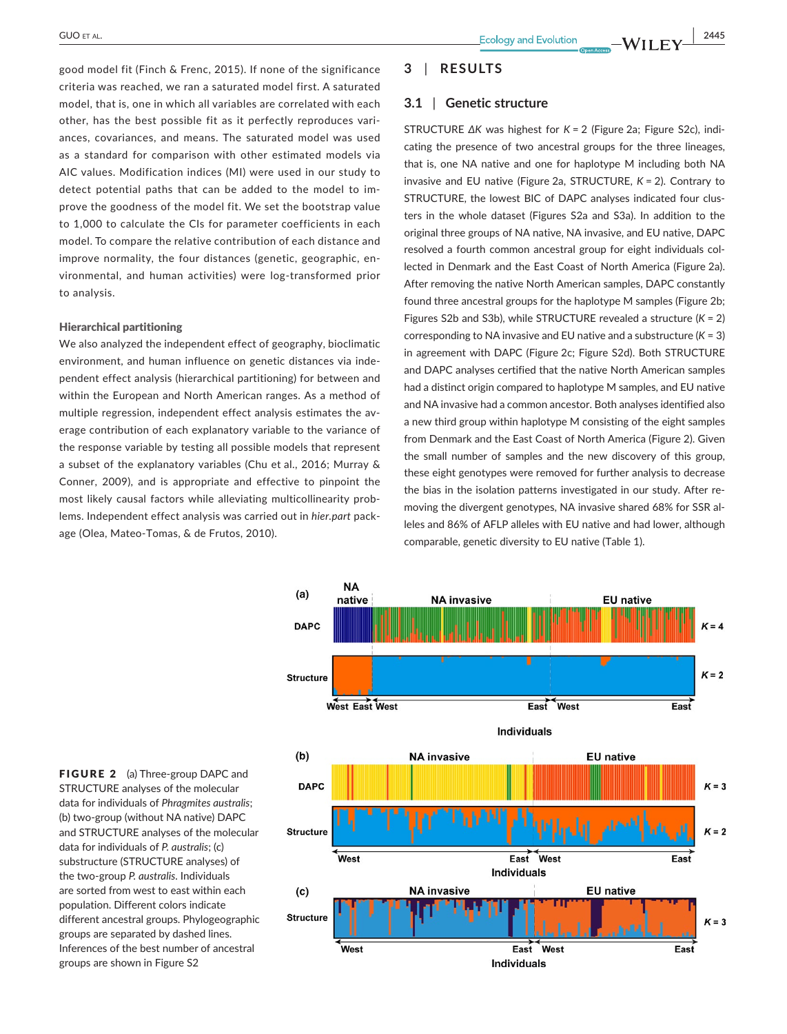good model fit (Finch & Frenc, 2015). If none of the significance criteria was reached, we ran a saturated model first. A saturated model, that is, one in which all variables are correlated with each other, has the best possible fit as it perfectly reproduces variances, covariances, and means. The saturated model was used as a standard for comparison with other estimated models via AIC values. Modification indices (MI) were used in our study to detect potential paths that can be added to the model to improve the goodness of the model fit. We set the bootstrap value to 1,000 to calculate the CIs for parameter coefficients in each model. To compare the relative contribution of each distance and improve normality, the four distances (genetic, geographic, environmental, and human activities) were log-transformed prior to analysis.

#### Hierarchical partitioning

We also analyzed the independent effect of geography, bioclimatic environment, and human influence on genetic distances via independent effect analysis (hierarchical partitioning) for between and within the European and North American ranges. As a method of multiple regression, independent effect analysis estimates the average contribution of each explanatory variable to the variance of the response variable by testing all possible models that represent a subset of the explanatory variables (Chu et al., 2016; Murray & Conner, 2009), and is appropriate and effective to pinpoint the most likely causal factors while alleviating multicollinearity problems. Independent effect analysis was carried out in *hier.part* package (Olea, Mateo-Tomas, & de Frutos, 2010).

## 3 | RESULTS

### 3.1 | Genetic structure

STRUCTURE $\Delta K$ was highest for $K = 2$ (Figure 2a; Figure S2c), indicating the presence of two ancestral groups for the three lineages, that is, one NA native and one for haplotype M including both NA invasive and EU native (Figure 2a, STRUCTURE, $K = 2$). Contrary to STRUCTURE, the lowest BIC of DAPC analyses indicated four clusters in the whole dataset (Figures S2a and S3a). In addition to the original three groups of NA native, NA invasive, and EU native, DAPC resolved a fourth common ancestral group for eight individuals collected in Denmark and the East Coast of North America (Figure 2a). After removing the native North American samples, DAPC constantly found three ancestral groups for the haplotype M samples (Figure 2b; Figures S2b and S3b), while STRUCTURE revealed a structure ($K = 2$) corresponding to NA invasive and EU native and a substructure ($K = 3$) in agreement with DAPC (Figure 2c; Figure S2d). Both STRUCTURE and DAPC analyses certified that the native North American samples had a distinct origin compared to haplotype M samples, and EU native and NA invasive had a common ancestor. Both analyses identified also a new third group within haplotype M consisting of the eight samples from Denmark and the East Coast of North America (Figure 2). Given the small number of samples and the new discovery of this group, these eight genotypes were removed for further analysis to decrease the bias in the isolation patterns investigated in our study. After removing the divergent genotypes, NA invasive shared 68% for SSR alleles and 86% of AFLP alleles with EU native and had lower, although comparable, genetic diversity to EU native (Table 1).

**FIGURE 2** (a) Three-group DAPC and STRUCTURE analyses of the molecular data for individuals of *Phragmites australis*; (b) two-group (without NA native) DAPC and STRUCTURE analyses of the molecular data for individuals of *P. australis*; (c) substructure (STRUCTURE analyses) of the two-group *P. australis*. Individuals are sorted from west to east within each population. Different colors indicate different ancestral groups. Phylogeographic groups are separated by dashed lines. Inferences of the best number of ancestral groups are shown in Figure S2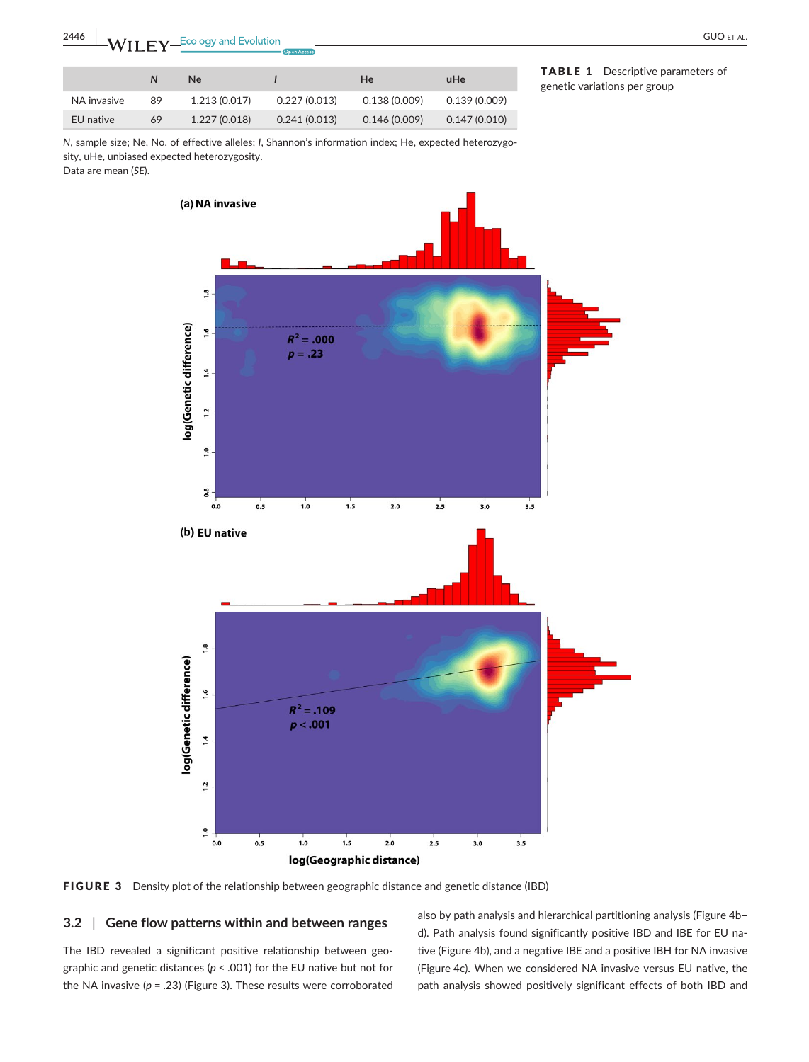**TABLE 1** Descriptive parameters of genetic variations per group

| | *N* | Ne | *I* | He | uHe |
|---|---|---|---|---|---|
| NA invasive | 89 | 1.213 (0.017) | 0.227 (0.013) | 0.138 (0.009) | 0.139 (0.009) |
| EU native | 69 | 1.227 (0.018) | 0.241 (0.013) | 0.146 (0.009) | 0.147 (0.010) |

*N*, sample size; Ne, No. of effective alleles; *I*, Shannon's information index; He, expected heterozygosity, uHe, unbiased expected heterozygosity.
Data are mean (*SE*).

**FIGURE 3** Density plot of the relationship between geographic distance and genetic distance (IBD)

## 3.2 | Gene flow patterns within and between ranges

The IBD revealed a significant positive relationship between geographic and genetic distances ($p < .001$) for the EU native but not for the NA invasive ($p = .23$) (Figure 3). These results were corroborated also by path analysis and hierarchical partitioning analysis (Figure 4b–d). Path analysis found significantly positive IBD and IBE for EU native (Figure 4b), and a negative IBE and a positive IBH for NA invasive (Figure 4c). When we considered NA invasive versus EU native, the path analysis showed positively significant effects of both IBD and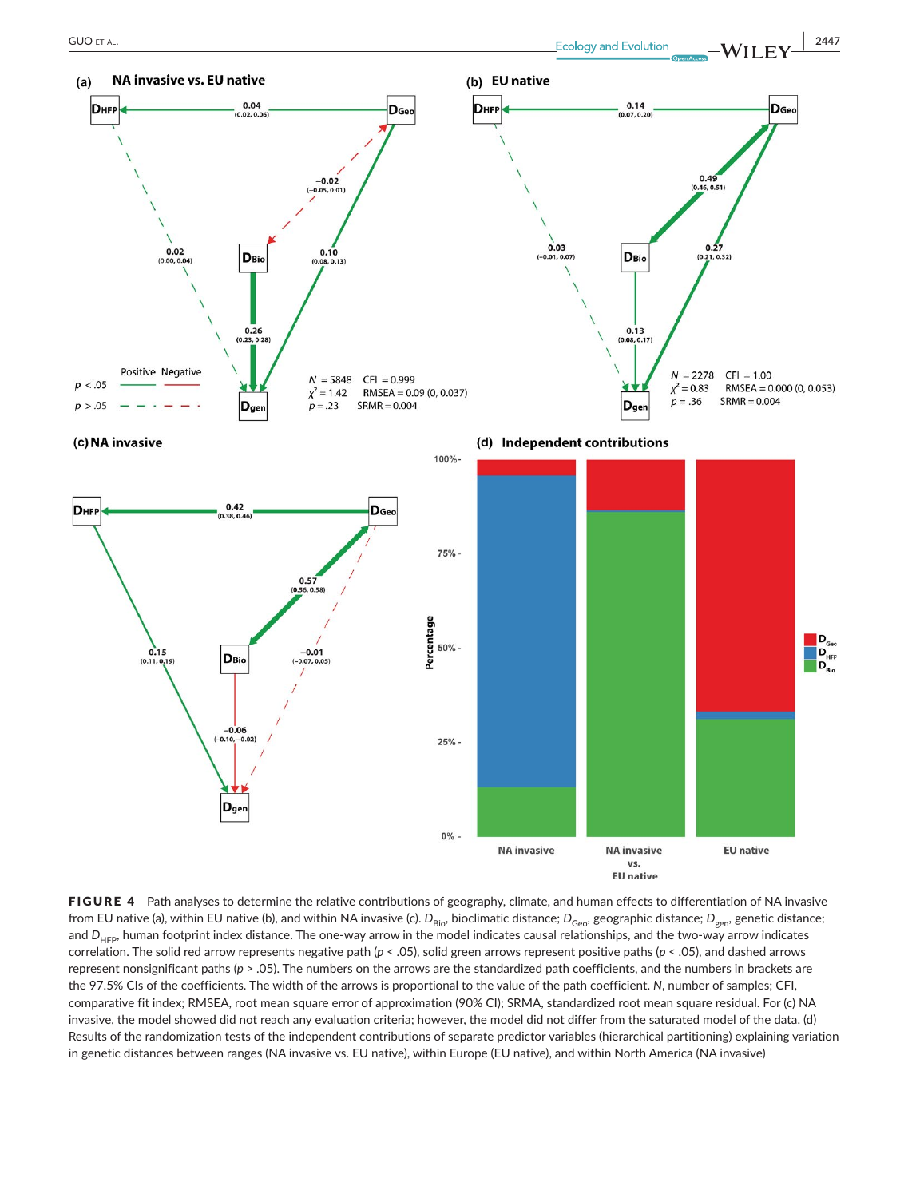**FIGURE 4** Path analyses to determine the relative contributions of geography, climate, and human effects to differentiation of NA invasive from EU native (a), within EU native (b), and within NA invasive (c). $D_{Bio}$, bioclimatic distance; $D_{Geo}$, geographic distance; $D_{gen}$, genetic distance; and $D_{HFP}$, human footprint index distance. The one-way arrow in the model indicates causal relationships, and the two-way arrow indicates correlation. The solid red arrow represents negative path ($p < .05$), solid green arrows represent positive paths ($p < .05$), and dashed arrows represent nonsignificant paths ($p > .05$). The numbers on the arrows are the standardized path coefficients, and the numbers in brackets are the 97.5% CIs of the coefficients. The width of the arrows is proportional to the value of the path coefficient. *N*, number of samples; CFI, comparative fit index; RMSEA, root mean square error of approximation (90% CI); SRMA, standardized root mean square residual. For (c) NA invasive, the model showed did not reach any evaluation criteria; however, the model did not differ from the saturated model of the data. (d) Results of the randomization tests of the independent contributions of separate predictor variables (hierarchical partitioning) explaining variation in genetic distances between ranges (NA invasive vs. EU native), within Europe (EU native), and within North America (NA invasive)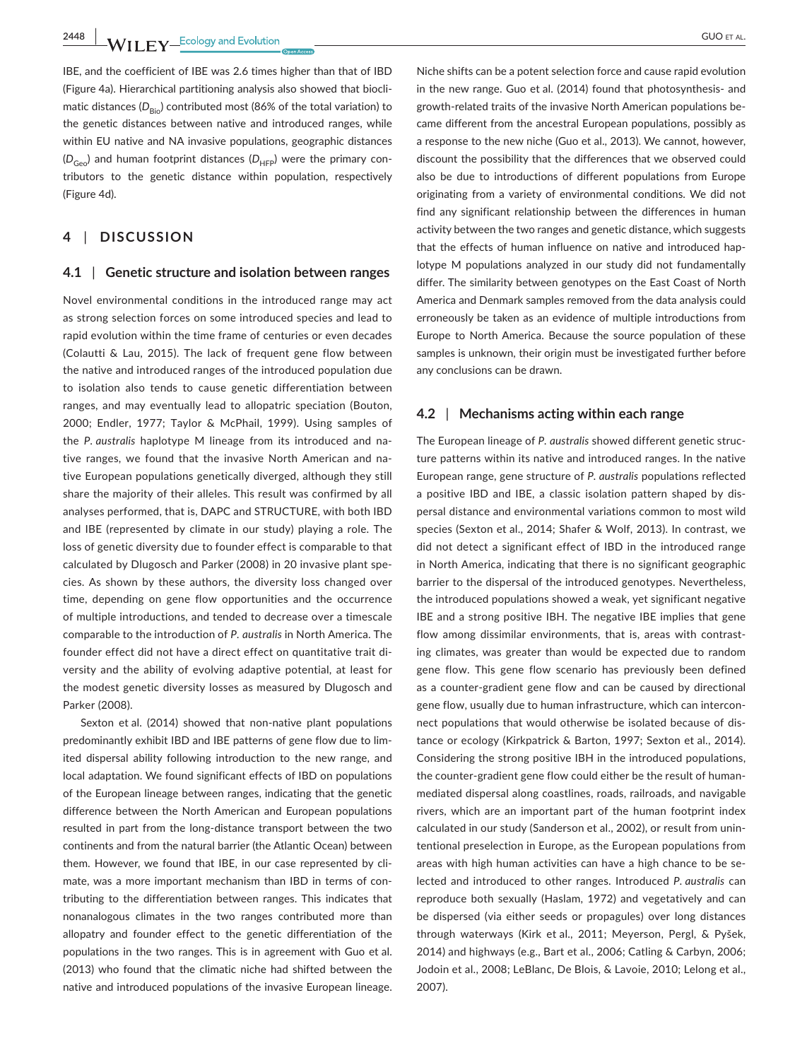IBE, and the coefficient of IBE was 2.6 times higher than that of IBD (Figure 4a). Hierarchical partitioning analysis also showed that bioclimatic distances ($D_{Bio}$) contributed most (86% of the total variation) to the genetic distances between native and introduced ranges, while within EU native and NA invasive populations, geographic distances ($D_{Geo}$) and human footprint distances ($D_{HFP}$) were the primary contributors to the genetic distance within population, respectively (Figure 4d).

## 4 | DISCUSSION

### 4.1 | Genetic structure and isolation between ranges

Novel environmental conditions in the introduced range may act as strong selection forces on some introduced species and lead to rapid evolution within the time frame of centuries or even decades (Colautti & Lau, 2015). The lack of frequent gene flow between the native and introduced ranges of the introduced population due to isolation also tends to cause genetic differentiation between ranges, and may eventually lead to allopatric speciation (Bouton, 2000; Endler, 1977; Taylor & McPhail, 1999). Using samples of the *P. australis* haplotype M lineage from its introduced and native ranges, we found that the invasive North American and native European populations genetically diverged, although they still share the majority of their alleles. This result was confirmed by all analyses performed, that is, DAPC and STRUCTURE, with both IBD and IBE (represented by climate in our study) playing a role. The loss of genetic diversity due to founder effect is comparable to that calculated by Dlugosch and Parker (2008) in 20 invasive plant species. As shown by these authors, the diversity loss changed over time, depending on gene flow opportunities and the occurrence of multiple introductions, and tended to decrease over a timescale comparable to the introduction of *P. australis* in North America. The founder effect did not have a direct effect on quantitative trait diversity and the ability of evolving adaptive potential, at least for the modest genetic diversity losses as measured by Dlugosch and Parker (2008).

Sexton et al. (2014) showed that non-native plant populations predominantly exhibit IBD and IBE patterns of gene flow due to limited dispersal ability following introduction to the new range, and local adaptation. We found significant effects of IBD on populations of the European lineage between ranges, indicating that the genetic difference between the North American and European populations resulted in part from the long-distance transport between the two continents and from the natural barrier (the Atlantic Ocean) between them. However, we found that IBE, in our case represented by climate, was a more important mechanism than IBD in terms of contributing to the differentiation between ranges. This indicates that nonanalogous climates in the two ranges contributed more than allopatry and founder effect to the genetic differentiation of the populations in the two ranges. This is in agreement with Guo et al. (2013) who found that the climatic niche had shifted between the native and introduced populations of the invasive European lineage. Niche shifts can be a potent selection force and cause rapid evolution in the new range. Guo et al. (2014) found that photosynthesis- and growth-related traits of the invasive North American populations became different from the ancestral European populations, possibly as a response to the new niche (Guo et al., 2013). We cannot, however, discount the possibility that the differences that we observed could also be due to introductions of different populations from Europe originating from a variety of environmental conditions. We did not find any significant relationship between the differences in human activity between the two ranges and genetic distance, which suggests that the effects of human influence on native and introduced haplotype M populations analyzed in our study did not fundamentally differ. The similarity between genotypes on the East Coast of North America and Denmark samples removed from the data analysis could erroneously be taken as an evidence of multiple introductions from Europe to North America. Because the source population of these samples is unknown, their origin must be investigated further before any conclusions can be drawn.

### 4.2 | Mechanisms acting within each range

The European lineage of *P. australis* showed different genetic structure patterns within its native and introduced ranges. In the native European range, gene structure of *P. australis* populations reflected a positive IBD and IBE, a classic isolation pattern shaped by dispersal distance and environmental variations common to most wild species (Sexton et al., 2014; Shafer & Wolf, 2013). In contrast, we did not detect a significant effect of IBD in the introduced range in North America, indicating that there is no significant geographic barrier to the dispersal of the introduced genotypes. Nevertheless, the introduced populations showed a weak, yet significant negative IBE and a strong positive IBH. The negative IBE implies that gene flow among dissimilar environments, that is, areas with contrasting climates, was greater than would be expected due to random gene flow. This gene flow scenario has previously been defined as a counter-gradient gene flow and can be caused by directional gene flow, usually due to human infrastructure, which can interconnect populations that would otherwise be isolated because of distance or ecology (Kirkpatrick & Barton, 1997; Sexton et al., 2014). Considering the strong positive IBH in the introduced populations, the counter-gradient gene flow could either be the result of human-mediated dispersal along coastlines, roads, railroads, and navigable rivers, which are an important part of the human footprint index calculated in our study (Sanderson et al., 2002), or result from unintentional preselection in Europe, as the European populations from areas with high human activities can have a high chance to be selected and introduced to other ranges. Introduced *P. australis* can reproduce both sexually (Haslam, 1972) and vegetatively and can be dispersed (via either seeds or propagules) over long distances through waterways (Kirk et al., 2011; Meyerson, Pergl, & Pyšek, 2014) and highways (e.g., Bart et al., 2006; Catling & Carbyn, 2006; Jodoin et al., 2008; LeBlanc, De Blois, & Lavoie, 2010; Lelong et al., 2007).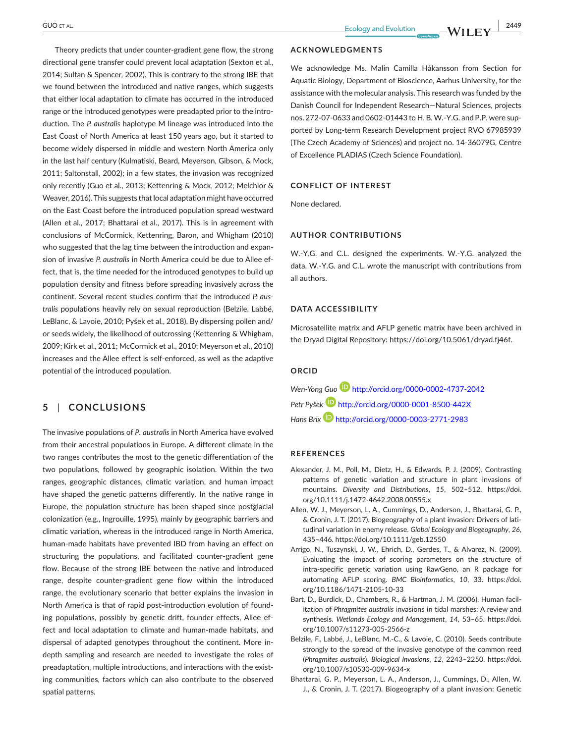Theory predicts that under counter-gradient gene flow, the strong directional gene transfer could prevent local adaptation (Sexton et al., 2014; Sultan & Spencer, 2002). This is contrary to the strong IBE that we found between the introduced and native ranges, which suggests that either local adaptation to climate has occurred in the introduced range or the introduced genotypes were preadapted prior to the introduction. The *P. australis* haplotype M lineage was introduced into the East Coast of North America at least 150 years ago, but it started to become widely dispersed in middle and western North America only in the last half century (Kulmatiski, Beard, Meyerson, Gibson, & Mock, 2011; Saltonstall, 2002); in a few states, the invasion was recognized only recently (Guo et al., 2013; Kettenring & Mock, 2012; Melchior & Weaver, 2016). This suggests that local adaptation might have occurred on the East Coast before the introduced population spread westward (Allen et al., 2017; Bhattarai et al., 2017). This is in agreement with conclusions of McCormick, Kettenring, Baron, and Whigham (2010) who suggested that the lag time between the introduction and expansion of invasive *P. australis* in North America could be due to Allee effect, that is, the time needed for the introduced genotypes to build up population density and fitness before spreading invasively across the continent. Several recent studies confirm that the introduced *P. australis* populations heavily rely on sexual reproduction (Belzile, Labbé, LeBlanc, & Lavoie, 2010; Pyšek et al., 2018). By dispersing pollen and/or seeds widely, the likelihood of outcrossing (Kettenring & Whigham, 2009; Kirk et al., 2011; McCormick et al., 2010; Meyerson et al., 2010) increases and the Allee effect is self-enforced, as well as the adaptive potential of the introduced population.

## 5 | CONCLUSIONS

The invasive populations of *P. australis* in North America have evolved from their ancestral populations in Europe. A different climate in the two ranges contributes the most to the genetic differentiation of the two populations, followed by geographic isolation. Within the two ranges, geographic distances, climatic variation, and human impact have shaped the genetic patterns differently. In the native range in Europe, the population structure has been shaped since postglacial colonization (e.g., Ingrouille, 1995), mainly by geographic barriers and climatic variation, whereas in the introduced range in North America, human-made habitats have prevented IBD from having an effect on structuring the populations, and facilitated counter-gradient gene flow. Because of the strong IBE between the native and introduced range, despite counter-gradient gene flow within the introduced range, the evolutionary scenario that better explains the invasion in North America is that of rapid post-introduction evolution of founding populations, possibly by genetic drift, founder effects, Allee effect and local adaptation to climate and human-made habitats, and dispersal of adapted genotypes throughout the continent. More in-depth sampling and research are needed to investigate the roles of preadaptation, multiple introductions, and interactions with the existing communities, factors which can also contribute to the observed spatial patterns.

## ACKNOWLEDGMENTS

We acknowledge Ms. Malin Camilla Håkansson from Section for Aquatic Biology, Department of Bioscience, Aarhus University, for the assistance with the molecular analysis. This research was funded by the Danish Council for Independent Research—Natural Sciences, projects nos. 272-07-0633 and 0602-01443 to H. B. W.-Y.G. and P.P. were supported by Long-term Research Development project RVO 67985939 (The Czech Academy of Sciences) and project no. 14-36079G, Centre of Excellence PLADIAS (Czech Science Foundation).

## CONFLICT OF INTEREST

None declared.

## AUTHOR CONTRIBUTIONS

W.-Y.G. and C.L. designed the experiments. W.-Y.G. analyzed the data. W.-Y.G. and C.L. wrote the manuscript with contributions from all authors.

## DATA ACCESSIBILITY

Microsatellite matrix and AFLP genetic matrix have been archived in the Dryad Digital Repository: https://doi.org/10.5061/dryad.fj46f.

## ORCID

*Wen-Yong Guo* http://orcid.org/0000-0002-4737-2042

*Petr Pyšek* http://orcid.org/0000-0001-8500-442X

*Hans Brix* http://orcid.org/0000-0003-2771-2983

## REFERENCES

Alexander, J. M., Poll, M., Dietz, H., & Edwards, P. J. (2009). Contrasting patterns of genetic variation and structure in plant invasions of mountains. *Diversity and Distributions*, *15*, 502–512. https://doi.org/10.1111/j.1472-4642.2008.00555.x

Allen, W. J., Meyerson, L. A., Cummings, D., Anderson, J., Bhattarai, G. P., & Cronin, J. T. (2017). Biogeography of a plant invasion: Drivers of latitudinal variation in enemy release. *Global Ecology and Biogeography*, *26*, 435–446. https://doi.org/10.1111/geb.12550

Arrigo, N., Tuszynski, J. W., Ehrich, D., Gerdes, T., & Alvarez, N. (2009). Evaluating the impact of scoring parameters on the structure of intra-specific genetic variation using RawGeno, an R package for automating AFLP scoring. *BMC Bioinformatics*, *10*, 33. https://doi.org/10.1186/1471-2105-10-33

Bart, D., Burdick, D., Chambers, R., & Hartman, J. M. (2006). Human facilitation of *Phragmites australis* invasions in tidal marshes: A review and synthesis. *Wetlands Ecology and Management*, *14*, 53–65. https://doi.org/10.1007/s11273-005-2566-z

Belzile, F., Labbé, J., LeBlanc, M.-C., & Lavoie, C. (2010). Seeds contribute strongly to the spread of the invasive genotype of the common reed (*Phragmites australis*). *Biological Invasions*, *12*, 2243–2250. https://doi.org/10.1007/s10530-009-9634-x

Bhattarai, G. P., Meyerson, L. A., Anderson, J., Cummings, D., Allen, W. J., & Cronin, J. T. (2017). Biogeography of a plant invasion: Genetic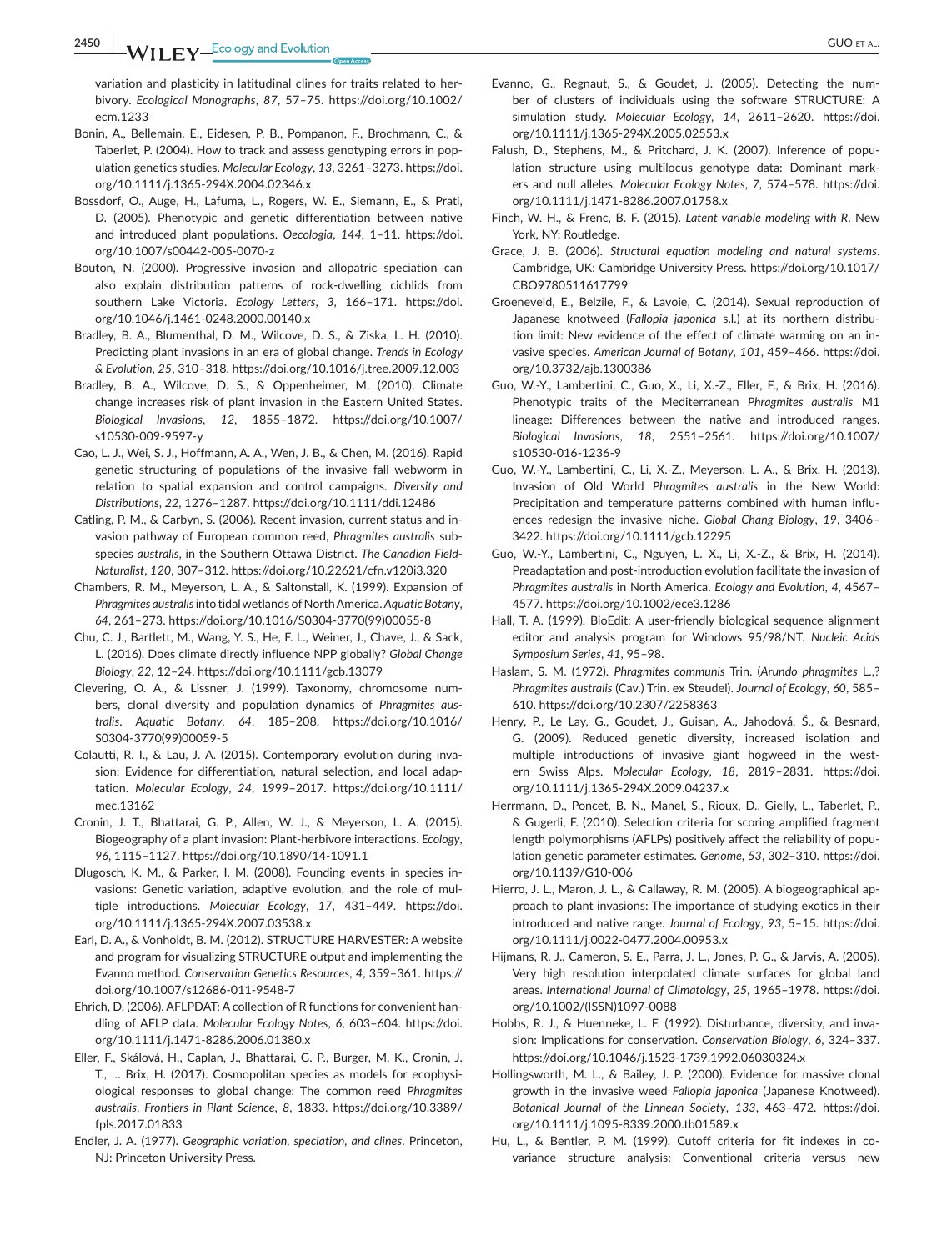variation and plasticity in latitudinal clines for traits related to herbivory. *Ecological Monographs*, *87*, 57–75. https://doi.org/10.1002/ecm.1233

Bonin, A., Bellemain, E., Eidesen, P. B., Pompanon, F., Brochmann, C., & Taberlet, P. (2004). How to track and assess genotyping errors in population genetics studies. *Molecular Ecology*, *13*, 3261–3273. https://doi.org/10.1111/j.1365-294X.2004.02346.x

Bossdorf, O., Auge, H., Lafuma, L., Rogers, W. E., Siemann, E., & Prati, D. (2005). Phenotypic and genetic differentiation between native and introduced plant populations. *Oecologia*, *144*, 1–11. https://doi.org/10.1007/s00442-005-0070-z

Bouton, N. (2000). Progressive invasion and allopatric speciation can also explain distribution patterns of rock-dwelling cichlids from southern Lake Victoria. *Ecology Letters*, *3*, 166–171. https://doi.org/10.1046/j.1461-0248.2000.00140.x

Bradley, B. A., Blumenthal, D. M., Wilcove, D. S., & Ziska, L. H. (2010). Predicting plant invasions in an era of global change. *Trends in Ecology & Evolution*, *25*, 310–318. https://doi.org/10.1016/j.tree.2009.12.003

Bradley, B. A., Wilcove, D. S., & Oppenheimer, M. (2010). Climate change increases risk of plant invasion in the Eastern United States. *Biological Invasions*, *12*, 1855–1872. https://doi.org/10.1007/s10530-009-9597-y

Cao, L. J., Wei, S. J., Hoffmann, A. A., Wen, J. B., & Chen, M. (2016). Rapid genetic structuring of populations of the invasive fall webworm in relation to spatial expansion and control campaigns. *Diversity and Distributions*, *22*, 1276–1287. https://doi.org/10.1111/ddi.12486

Catling, P. M., & Carbyn, S. (2006). Recent invasion, current status and invasion pathway of European common reed, *Phragmites australis* subspecies *australis*, in the Southern Ottawa District. *The Canadian Field-Naturalist*, *120*, 307–312. https://doi.org/10.22621/cfn.v120i3.320

Chambers, R. M., Meyerson, L. A., & Saltonstall, K. (1999). Expansion of *Phragmites australis* into tidal wetlands of North America. *Aquatic Botany*, *64*, 261–273. https://doi.org/10.1016/S0304-3770(99)00055-8

Chu, C. J., Bartlett, M., Wang, Y. S., He, F. L., Weiner, J., Chave, J., & Sack, L. (2016). Does climate directly influence NPP globally? *Global Change Biology*, *22*, 12–24. https://doi.org/10.1111/gcb.13079

Clevering, O. A., & Lissner, J. (1999). Taxonomy, chromosome numbers, clonal diversity and population dynamics of *Phragmites australis*. *Aquatic Botany*, *64*, 185–208. https://doi.org/10.1016/S0304-3770(99)00059-5

Colautti, R. I., & Lau, J. A. (2015). Contemporary evolution during invasion: Evidence for differentiation, natural selection, and local adaptation. *Molecular Ecology*, *24*, 1999–2017. https://doi.org/10.1111/mec.13162

Cronin, J. T., Bhattarai, G. P., Allen, W. J., & Meyerson, L. A. (2015). Biogeography of a plant invasion: Plant-herbivore interactions. *Ecology*, *96*, 1115–1127. https://doi.org/10.1890/14-1091.1

Dlugosch, K. M., & Parker, I. M. (2008). Founding events in species invasions: Genetic variation, adaptive evolution, and the role of multiple introductions. *Molecular Ecology*, *17*, 431–449. https://doi.org/10.1111/j.1365-294X.2007.03538.x

Earl, D. A., & Vonholdt, B. M. (2012). STRUCTURE HARVESTER: A website and program for visualizing STRUCTURE output and implementing the Evanno method. *Conservation Genetics Resources*, *4*, 359–361. https://doi.org/10.1007/s12686-011-9548-7

Ehrich, D. (2006). AFLPDAT: A collection of R functions for convenient handling of AFLP data. *Molecular Ecology Notes*, *6*, 603–604. https://doi.org/10.1111/j.1471-8286.2006.01380.x

Eller, F., Skálová, H., Caplan, J., Bhattarai, G. P., Burger, M. K., Cronin, J. T., … Brix, H. (2017). Cosmopolitan species as models for ecophysiological responses to global change: The common reed *Phragmites australis*. *Frontiers in Plant Science*, *8*, 1833. https://doi.org/10.3389/fpls.2017.01833

Endler, J. A. (1977). *Geographic variation, speciation, and clines*. Princeton, NJ: Princeton University Press.

Evanno, G., Regnaut, S., & Goudet, J. (2005). Detecting the number of clusters of individuals using the software STRUCTURE: A simulation study. *Molecular Ecology*, *14*, 2611–2620. https://doi.org/10.1111/j.1365-294X.2005.02553.x

Falush, D., Stephens, M., & Pritchard, J. K. (2007). Inference of population structure using multilocus genotype data: Dominant markers and null alleles. *Molecular Ecology Notes*, *7*, 574–578. https://doi.org/10.1111/j.1471-8286.2007.01758.x

Finch, W. H., & Frenc, B. F. (2015). *Latent variable modeling with R*. New York, NY: Routledge.

Grace, J. B. (2006). *Structural equation modeling and natural systems*. Cambridge, UK: Cambridge University Press. https://doi.org/10.1017/CBO9780511617799

Groeneveld, E., Belzile, F., & Lavoie, C. (2014). Sexual reproduction of Japanese knotweed (*Fallopia japonica* s.l.) at its northern distribution limit: New evidence of the effect of climate warming on an invasive species. *American Journal of Botany*, *101*, 459–466. https://doi.org/10.3732/ajb.1300386

Guo, W.-Y., Lambertini, C., Guo, X., Li, X.-Z., Eller, F., & Brix, H. (2016). Phenotypic traits of the Mediterranean *Phragmites australis* M1 lineage: Differences between the native and introduced ranges. *Biological Invasions*, *18*, 2551–2561. https://doi.org/10.1007/s10530-016-1236-9

Guo, W.-Y., Lambertini, C., Li, X.-Z., Meyerson, L. A., & Brix, H. (2013). Invasion of Old World *Phragmites australis* in the New World: Precipitation and temperature patterns combined with human influences redesign the invasive niche. *Global Chang Biology*, *19*, 3406–3422. https://doi.org/10.1111/gcb.12295

Guo, W.-Y., Lambertini, C., Nguyen, L. X., Li, X.-Z., & Brix, H. (2014). Preadaptation and post-introduction evolution facilitate the invasion of *Phragmites australis* in North America. *Ecology and Evolution*, *4*, 4567–4577. https://doi.org/10.1002/ece3.1286

Hall, T. A. (1999). BioEdit: A user-friendly biological sequence alignment editor and analysis program for Windows 95/98/NT. *Nucleic Acids Symposium Series*, *41*, 95–98.

Haslam, S. M. (1972). *Phragmites communis* Trin. (*Arundo phragmites* L.,? *Phragmites australis* (Cav.) Trin. ex Steudel). *Journal of Ecology*, *60*, 585–610. https://doi.org/10.2307/2258363

Henry, P., Le Lay, G., Goudet, J., Guisan, A., Jahodová, Š., & Besnard, G. (2009). Reduced genetic diversity, increased isolation and multiple introductions of invasive giant hogweed in the western Swiss Alps. *Molecular Ecology*, *18*, 2819–2831. https://doi.org/10.1111/j.1365-294X.2009.04237.x

Herrmann, D., Poncet, B. N., Manel, S., Rioux, D., Gielly, L., Taberlet, P., & Gugerli, F. (2010). Selection criteria for scoring amplified fragment length polymorphisms (AFLPs) positively affect the reliability of population genetic parameter estimates. *Genome*, *53*, 302–310. https://doi.org/10.1139/G10-006

Hierro, J. L., Maron, J. L., & Callaway, R. M. (2005). A biogeographical approach to plant invasions: The importance of studying exotics in their introduced and native range. *Journal of Ecology*, *93*, 5–15. https://doi.org/10.1111/j.0022-0477.2004.00953.x

Hijmans, R. J., Cameron, S. E., Parra, J. L., Jones, P. G., & Jarvis, A. (2005). Very high resolution interpolated climate surfaces for global land areas. *International Journal of Climatology*, *25*, 1965–1978. https://doi.org/10.1002/(ISSN)1097-0088

Hobbs, R. J., & Huenneke, L. F. (1992). Disturbance, diversity, and invasion: Implications for conservation. *Conservation Biology*, *6*, 324–337. https://doi.org/10.1046/j.1523-1739.1992.06030324.x

Hollingsworth, M. L., & Bailey, J. P. (2000). Evidence for massive clonal growth in the invasive weed *Fallopia japonica* (Japanese Knotweed). *Botanical Journal of the Linnean Society*, *133*, 463–472. https://doi.org/10.1111/j.1095-8339.2000.tb01589.x

Hu, L., & Bentler, P. M. (1999). Cutoff criteria for fit indexes in covariance structure analysis: Conventional criteria versus new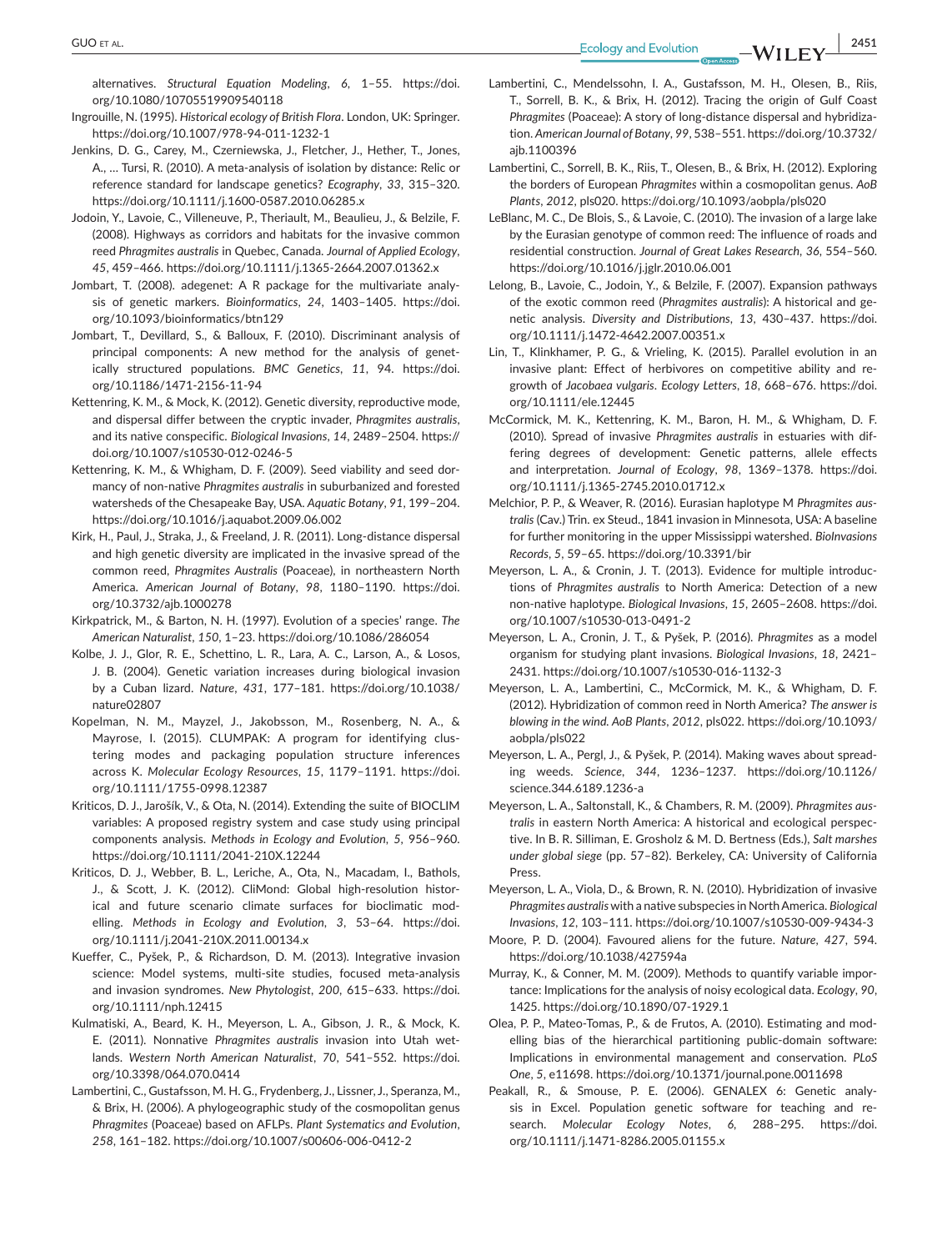alternatives. *Structural Equation Modeling*, *6*, 1–55. https://doi.org/10.1080/10705519909540118

Ingrouille, N. (1995). *Historical ecology of British Flora*. London, UK: Springer. https://doi.org/10.1007/978-94-011-1232-1

Jenkins, D. G., Carey, M., Czerniewska, J., Fletcher, J., Hether, T., Jones, A., … Tursi, R. (2010). A meta-analysis of isolation by distance: Relic or reference standard for landscape genetics? *Ecography*, *33*, 315–320. https://doi.org/10.1111/j.1600-0587.2010.06285.x

Jodoin, Y., Lavoie, C., Villeneuve, P., Theriault, M., Beaulieu, J., & Belzile, F. (2008). Highways as corridors and habitats for the invasive common reed *Phragmites australis* in Quebec, Canada. *Journal of Applied Ecology*, *45*, 459–466. https://doi.org/10.1111/j.1365-2664.2007.01362.x

Jombart, T. (2008). adegenet: A R package for the multivariate analysis of genetic markers. *Bioinformatics*, *24*, 1403–1405. https://doi.org/10.1093/bioinformatics/btn129

Jombart, T., Devillard, S., & Balloux, F. (2010). Discriminant analysis of principal components: A new method for the analysis of genetically structured populations. *BMC Genetics*, *11*, 94. https://doi.org/10.1186/1471-2156-11-94

Kettenring, K. M., & Mock, K. (2012). Genetic diversity, reproductive mode, and dispersal differ between the cryptic invader, *Phragmites australis*, and its native conspecific. *Biological Invasions*, *14*, 2489–2504. https://doi.org/10.1007/s10530-012-0246-5

Kettenring, K. M., & Whigham, D. F. (2009). Seed viability and seed dormancy of non-native *Phragmites australis* in suburbanized and forested watersheds of the Chesapeake Bay, USA. *Aquatic Botany*, *91*, 199–204. https://doi.org/10.1016/j.aquabot.2009.06.002

Kirk, H., Paul, J., Straka, J., & Freeland, J. R. (2011). Long-distance dispersal and high genetic diversity are implicated in the invasive spread of the common reed, *Phragmites Australis* (Poaceae), in northeastern North America. *American Journal of Botany*, *98*, 1180–1190. https://doi.org/10.3732/ajb.1000278

Kirkpatrick, M., & Barton, N. H. (1997). Evolution of a species' range. *The American Naturalist*, *150*, 1–23. https://doi.org/10.1086/286054

Kolbe, J. J., Glor, R. E., Schettino, L. R., Lara, A. C., Larson, A., & Losos, J. B. (2004). Genetic variation increases during biological invasion by a Cuban lizard. *Nature*, *431*, 177–181. https://doi.org/10.1038/nature02807

Kopelman, N. M., Mayzel, J., Jakobsson, M., Rosenberg, N. A., & Mayrose, I. (2015). CLUMPAK: A program for identifying clustering modes and packaging population structure inferences across K. *Molecular Ecology Resources*, *15*, 1179–1191. https://doi.org/10.1111/1755-0998.12387

Kriticos, D. J., Jarošík, V., & Ota, N. (2014). Extending the suite of BIOCLIM variables: A proposed registry system and case study using principal components analysis. *Methods in Ecology and Evolution*, *5*, 956–960. https://doi.org/10.1111/2041-210X.12244

Kriticos, D. J., Webber, B. L., Leriche, A., Ota, N., Macadam, I., Bathols, J., & Scott, J. K. (2012). CliMond: Global high-resolution historical and future scenario climate surfaces for bioclimatic modelling. *Methods in Ecology and Evolution*, *3*, 53–64. https://doi.org/10.1111/j.2041-210X.2011.00134.x

Kueffer, C., Pyšek, P., & Richardson, D. M. (2013). Integrative invasion science: Model systems, multi-site studies, focused meta-analysis and invasion syndromes. *New Phytologist*, *200*, 615–633. https://doi.org/10.1111/nph.12415

Kulmatiski, A., Beard, K. H., Meyerson, L. A., Gibson, J. R., & Mock, K. E. (2011). Nonnative *Phragmites australis* invasion into Utah wetlands. *Western North American Naturalist*, *70*, 541–552. https://doi.org/10.3398/064.070.0414

Lambertini, C., Gustafsson, M. H. G., Frydenberg, J., Lissner, J., Speranza, M., & Brix, H. (2006). A phylogeographic study of the cosmopolitan genus *Phragmites* (Poaceae) based on AFLPs. *Plant Systematics and Evolution*, *258*, 161–182. https://doi.org/10.1007/s00606-006-0412-2

Lambertini, C., Mendelssohn, I. A., Gustafsson, M. H., Olesen, B., Riis, T., Sorrell, B. K., & Brix, H. (2012). Tracing the origin of Gulf Coast *Phragmites* (Poaceae): A story of long-distance dispersal and hybridization. *American Journal of Botany*, *99*, 538–551. https://doi.org/10.3732/ajb.1100396

Lambertini, C., Sorrell, B. K., Riis, T., Olesen, B., & Brix, H. (2012). Exploring the borders of European *Phragmites* within a cosmopolitan genus. *AoB Plants*, *2012*, pls020. https://doi.org/10.1093/aobpla/pls020

LeBlanc, M. C., De Blois, S., & Lavoie, C. (2010). The invasion of a large lake by the Eurasian genotype of common reed: The influence of roads and residential construction. *Journal of Great Lakes Research*, *36*, 554–560. https://doi.org/10.1016/j.jglr.2010.06.001

Lelong, B., Lavoie, C., Jodoin, Y., & Belzile, F. (2007). Expansion pathways of the exotic common reed (*Phragmites australis*): A historical and genetic analysis. *Diversity and Distributions*, *13*, 430–437. https://doi.org/10.1111/j.1472-4642.2007.00351.x

Lin, T., Klinkhamer, P. G., & Vrieling, K. (2015). Parallel evolution in an invasive plant: Effect of herbivores on competitive ability and regrowth of *Jacobaea vulgaris*. *Ecology Letters*, *18*, 668–676. https://doi.org/10.1111/ele.12445

McCormick, M. K., Kettenring, K. M., Baron, H. M., & Whigham, D. F. (2010). Spread of invasive *Phragmites australis* in estuaries with differing degrees of development: Genetic patterns, allele effects and interpretation. *Journal of Ecology*, *98*, 1369–1378. https://doi.org/10.1111/j.1365-2745.2010.01712.x

Melchior, P. P., & Weaver, R. (2016). Eurasian haplotype M *Phragmites australis* (Cav.) Trin. ex Steud., 1841 invasion in Minnesota, USA: A baseline for further monitoring in the upper Mississippi watershed. *BioInvasions Records*, *5*, 59–65. https://doi.org/10.3391/bir

Meyerson, L. A., & Cronin, J. T. (2013). Evidence for multiple introductions of *Phragmites australis* to North America: Detection of a new non-native haplotype. *Biological Invasions*, *15*, 2605–2608. https://doi.org/10.1007/s10530-013-0491-2

Meyerson, L. A., Cronin, J. T., & Pyšek, P. (2016). *Phragmites* as a model organism for studying plant invasions. *Biological Invasions*, *18*, 2421–2431. https://doi.org/10.1007/s10530-016-1132-3

Meyerson, L. A., Lambertini, C., McCormick, M. K., & Whigham, D. F. (2012). Hybridization of common reed in North America? *The answer is blowing in the wind. AoB Plants*, *2012*, pls022. https://doi.org/10.1093/aobpla/pls022

Meyerson, L. A., Pergl, J., & Pyšek, P. (2014). Making waves about spreading weeds. *Science*, *344*, 1236–1237. https://doi.org/10.1126/science.344.6189.1236-a

Meyerson, L. A., Saltonstall, K., & Chambers, R. M. (2009). *Phragmites australis* in eastern North America: A historical and ecological perspective. In B. R. Silliman, E. Grosholz & M. D. Bertness (Eds.), *Salt marshes under global siege* (pp. 57–82). Berkeley, CA: University of California Press.

Meyerson, L. A., Viola, D., & Brown, R. N. (2010). Hybridization of invasive *Phragmites australis* with a native subspecies in North America. *Biological Invasions*, *12*, 103–111. https://doi.org/10.1007/s10530-009-9434-3

Moore, P. D. (2004). Favoured aliens for the future. *Nature*, *427*, 594. https://doi.org/10.1038/427594a

Murray, K., & Conner, M. M. (2009). Methods to quantify variable importance: Implications for the analysis of noisy ecological data. *Ecology*, *90*, 1425. https://doi.org/10.1890/07-1929.1

Olea, P. P., Mateo-Tomas, P., & de Frutos, A. (2010). Estimating and modelling bias of the hierarchical partitioning public-domain software: Implications in environmental management and conservation. *PLoS One*, *5*, e11698. https://doi.org/10.1371/journal.pone.0011698

Peakall, R., & Smouse, P. E. (2006). GENALEX 6: Genetic analysis in Excel. Population genetic software for teaching and research. *Molecular Ecology Notes*, *6*, 288–295. https://doi.org/10.1111/j.1471-8286.2005.01155.x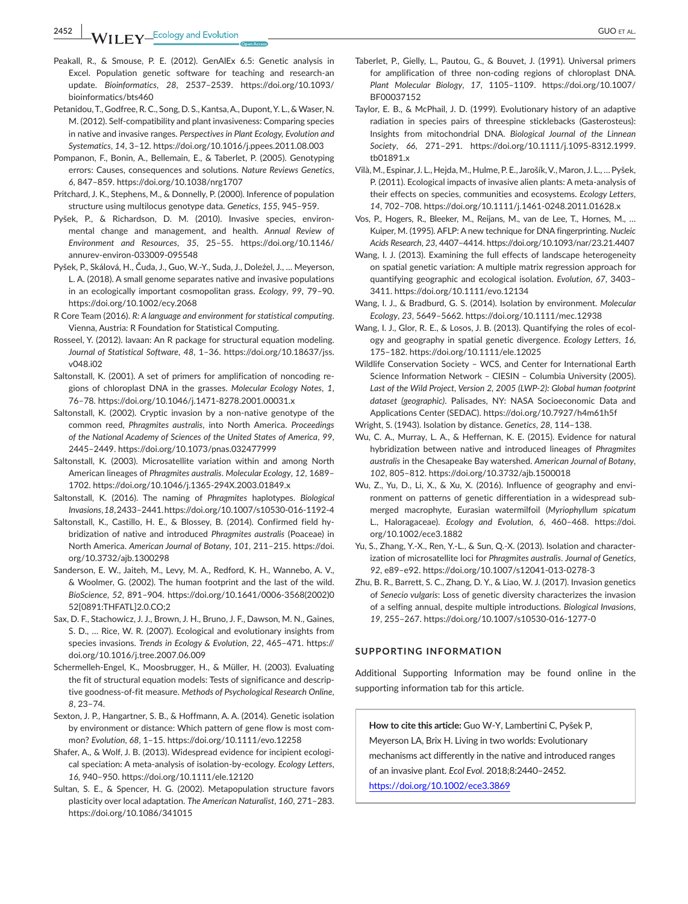Peakall, R., & Smouse, P. E. (2012). GenAlEx 6.5: Genetic analysis in Excel. Population genetic software for teaching and research-an update. *Bioinformatics*, *28*, 2537–2539. https://doi.org/10.1093/bioinformatics/bts460

Petanidou, T., Godfree, R. C., Song, D. S., Kantsa, A., Dupont, Y. L., & Waser, N. M. (2012). Self-compatibility and plant invasiveness: Comparing species in native and invasive ranges. *Perspectives in Plant Ecology, Evolution and Systematics*, *14*, 3–12. https://doi.org/10.1016/j.ppees.2011.08.003

Pompanon, F., Bonin, A., Bellemain, E., & Taberlet, P. (2005). Genotyping errors: Causes, consequences and solutions. *Nature Reviews Genetics*, *6*, 847–859. https://doi.org/10.1038/nrg1707

Pritchard, J. K., Stephens, M., & Donnelly, P. (2000). Inference of population structure using multilocus genotype data. *Genetics*, *155*, 945–959.

Pyšek, P., & Richardson, D. M. (2010). Invasive species, environmental change and management, and health. *Annual Review of Environment and Resources*, *35*, 25–55. https://doi.org/10.1146/annurev-environ-033009-095548

Pyšek, P., Skálová, H., Čuda, J., Guo, W.-Y., Suda, J., Doležel, J., … Meyerson, L. A. (2018). A small genome separates native and invasive populations in an ecologically important cosmopolitan grass. *Ecology*, *99*, 79–90. https://doi.org/10.1002/ecy.2068

R Core Team (2016). *R: A language and environment for statistical computing*. Vienna, Austria: R Foundation for Statistical Computing.

Rosseel, Y. (2012). lavaan: An R package for structural equation modeling. *Journal of Statistical Software*, *48*, 1–36. https://doi.org/10.18637/jss.v048.i02

Saltonstall, K. (2001). A set of primers for amplification of noncoding regions of chloroplast DNA in the grasses. *Molecular Ecology Notes*, *1*, 76–78. https://doi.org/10.1046/j.1471-8278.2001.00031.x

Saltonstall, K. (2002). Cryptic invasion by a non-native genotype of the common reed, *Phragmites australis*, into North America. *Proceedings of the National Academy of Sciences of the United States of America*, *99*, 2445–2449. https://doi.org/10.1073/pnas.032477999

Saltonstall, K. (2003). Microsatellite variation within and among North American lineages of *Phragmites australis*. *Molecular Ecology*, *12*, 1689–1702. https://doi.org/10.1046/j.1365-294X.2003.01849.x

Saltonstall, K. (2016). The naming of *Phragmites* haplotypes. *Biological Invasions*, *18*, 2433–2441. https://doi.org/10.1007/s10530-016-1192-4

Saltonstall, K., Castillo, H. E., & Blossey, B. (2014). Confirmed field hybridization of native and introduced *Phragmites australis* (Poaceae) in North America. *American Journal of Botany*, *101*, 211–215. https://doi.org/10.3732/ajb.1300298

Sanderson, E. W., Jaiteh, M., Levy, M. A., Redford, K. H., Wannebo, A. V., & Woolmer, G. (2002). The human footprint and the last of the wild. *BioScience*, *52*, 891–904. https://doi.org/10.1641/0006-3568(2002)052[0891:THFATL]2.0.CO;2

Sax, D. F., Stachowicz, J. J., Brown, J. H., Bruno, J. F., Dawson, M. N., Gaines, S. D., … Rice, W. R. (2007). Ecological and evolutionary insights from species invasions. *Trends in Ecology & Evolution*, *22*, 465–471. https://doi.org/10.1016/j.tree.2007.06.009

Schermelleh-Engel, K., Moosbrugger, H., & Müller, H. (2003). Evaluating the fit of structural equation models: Tests of significance and descriptive goodness-of-fit measure. *Methods of Psychological Research Online*, *8*, 23–74.

Sexton, J. P., Hangartner, S. B., & Hoffmann, A. A. (2014). Genetic isolation by environment or distance: Which pattern of gene flow is most common? *Evolution*, *68*, 1–15. https://doi.org/10.1111/evo.12258

Shafer, A., & Wolf, J. B. (2013). Widespread evidence for incipient ecological speciation: A meta-analysis of isolation-by-ecology. *Ecology Letters*, *16*, 940–950. https://doi.org/10.1111/ele.12120

Sultan, S. E., & Spencer, H. G. (2002). Metapopulation structure favors plasticity over local adaptation. *The American Naturalist*, *160*, 271–283. https://doi.org/10.1086/341015

Taberlet, P., Gielly, L., Pautou, G., & Bouvet, J. (1991). Universal primers for amplification of three non-coding regions of chloroplast DNA. *Plant Molecular Biology*, *17*, 1105–1109. https://doi.org/10.1007/BF00037152

Taylor, E. B., & McPhail, J. D. (1999). Evolutionary history of an adaptive radiation in species pairs of threespine sticklebacks (Gasterosteus): Insights from mitochondrial DNA. *Biological Journal of the Linnean Society*, *66*, 271–291. https://doi.org/10.1111/j.1095-8312.1999.tb01891.x

Vilà, M., Espinar, J. L., Hejda, M., Hulme, P. E., Jarošík, V., Maron, J. L., … Pyšek, P. (2011). Ecological impacts of invasive alien plants: A meta-analysis of their effects on species, communities and ecosystems. *Ecology Letters*, *14*, 702–708. https://doi.org/10.1111/j.1461-0248.2011.01628.x

Vos, P., Hogers, R., Bleeker, M., Reijans, M., van de Lee, T., Hornes, M., … Kuiper, M. (1995). AFLP: A new technique for DNA fingerprinting. *Nucleic Acids Research*, *23*, 4407–4414. https://doi.org/10.1093/nar/23.21.4407

Wang, I. J. (2013). Examining the full effects of landscape heterogeneity on spatial genetic variation: A multiple matrix regression approach for quantifying geographic and ecological isolation. *Evolution*, *67*, 3403–3411. https://doi.org/10.1111/evo.12134

Wang, I. J., & Bradburd, G. S. (2014). Isolation by environment. *Molecular Ecology*, *23*, 5649–5662. https://doi.org/10.1111/mec.12938

Wang, I. J., Glor, R. E., & Losos, J. B. (2013). Quantifying the roles of ecology and geography in spatial genetic divergence. *Ecology Letters*, *16*, 175–182. https://doi.org/10.1111/ele.12025

Wildlife Conservation Society – WCS, and Center for International Earth Science Information Network – CIESIN – Columbia University (2005). *Last of the Wild Project, Version 2, 2005 (LWP-2): Global human footprint dataset (geographic)*. Palisades, NY: NASA Socioeconomic Data and Applications Center (SEDAC). https://doi.org/10.7927/h4m61h5f

Wright, S. (1943). Isolation by distance. *Genetics*, *28*, 114–138.

Wu, C. A., Murray, L. A., & Heffernan, K. E. (2015). Evidence for natural hybridization between native and introduced lineages of *Phragmites australis* in the Chesapeake Bay watershed. *American Journal of Botany*, *102*, 805–812. https://doi.org/10.3732/ajb.1500018

Wu, Z., Yu, D., Li, X., & Xu, X. (2016). Influence of geography and environment on patterns of genetic differentiation in a widespread submerged macrophyte, Eurasian watermilfoil (*Myriophyllum spicatum* L., Haloragaceae). *Ecology and Evolution*, *6*, 460–468. https://doi.org/10.1002/ece3.1882

Yu, S., Zhang, Y.-X., Ren, Y.-L., & Sun, Q.-X. (2013). Isolation and characterization of microsatellite loci for *Phragmites australis*. *Journal of Genetics*, *92*, e89–e92. https://doi.org/10.1007/s12041-013-0278-3

Zhu, B. R., Barrett, S. C., Zhang, D. Y., & Liao, W. J. (2017). Invasion genetics of *Senecio vulgaris*: Loss of genetic diversity characterizes the invasion of a selfing annual, despite multiple introductions. *Biological Invasions*, *19*, 255–267. https://doi.org/10.1007/s10530-016-1277-0

## SUPPORTING INFORMATION

Additional Supporting Information may be found online in the supporting information tab for this article.

**How to cite this article:** Guo W-Y, Lambertini C, Pyšek P, Meyerson LA, Brix H. Living in two worlds: Evolutionary mechanisms act differently in the native and introduced ranges of an invasive plant. *Ecol Evol*. 2018;8:2440–2452. https://doi.org/10.1002/ece3.3869